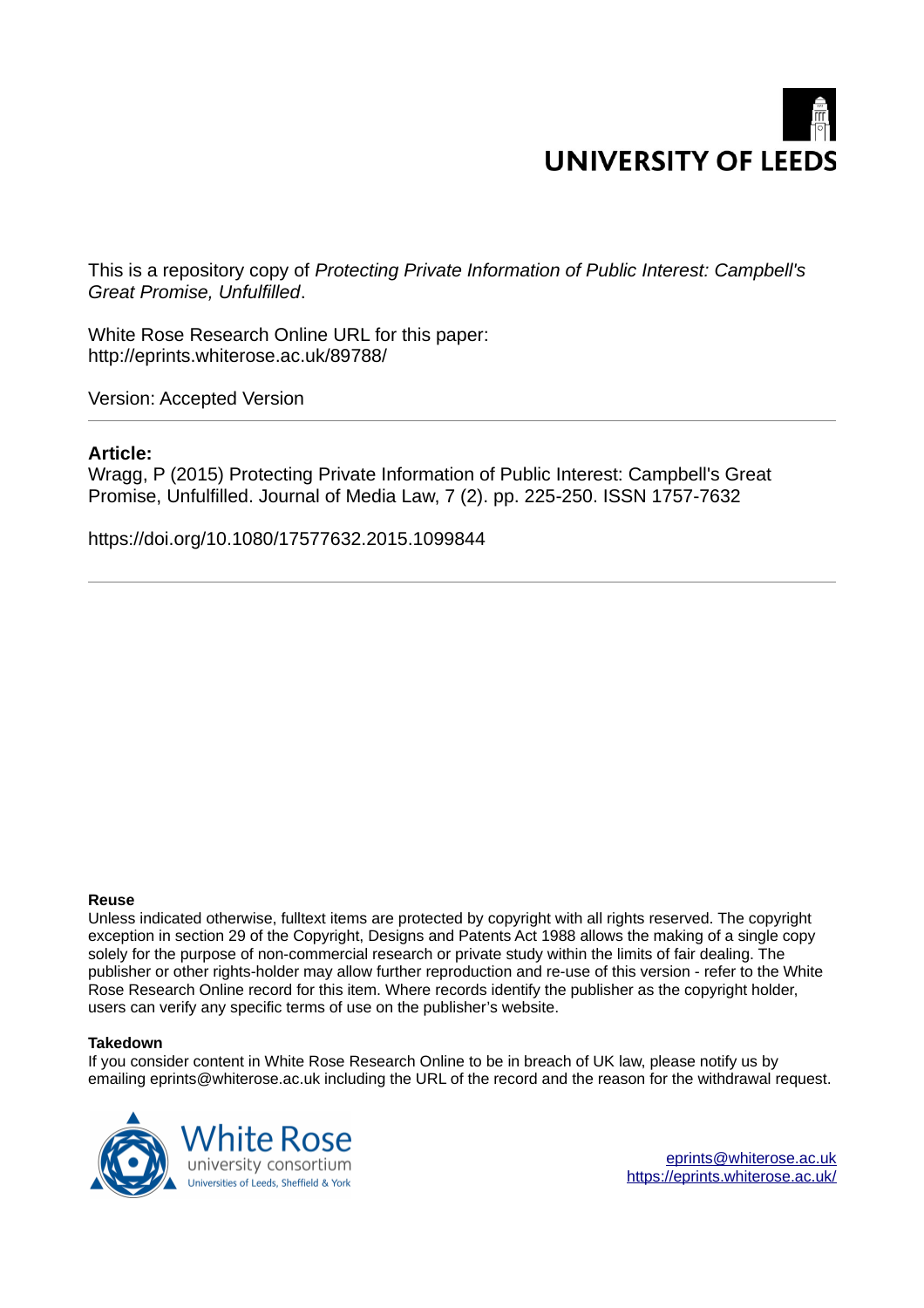UNIVERSITY OF LEEDS

This is a repository copy of *Protecting Private Information of Public Interest: Campbell's Great Promise, Unfulfilled*.

White Rose Research Online URL for this paper:
http://eprints.whiterose.ac.uk/89788/

Version: Accepted Version

---

**Article:**

Wragg, P (2015) Protecting Private Information of Public Interest: Campbell's Great Promise, Unfulfilled. Journal of Media Law, 7 (2). pp. 225-250. ISSN 1757-7632

https://doi.org/10.1080/17577632.2015.1099844

---

**Reuse**

Unless indicated otherwise, fulltext items are protected by copyright with all rights reserved. The copyright exception in section 29 of the Copyright, Designs and Patents Act 1988 allows the making of a single copy solely for the purpose of non-commercial research or private study within the limits of fair dealing. The publisher or other rights-holder may allow further reproduction and re-use of this version - refer to the White Rose Research Online record for this item. Where records identify the publisher as the copyright holder, users can verify any specific terms of use on the publisher's website.

**Takedown**

If you consider content in White Rose Research Online to be in breach of UK law, please notify us by emailing eprints@whiterose.ac.uk including the URL of the record and the reason for the withdrawal request.

White Rose university consortium
Universities of Leeds, Sheffield & York

eprints@whiterose.ac.uk
https://eprints.whiterose.ac.uk/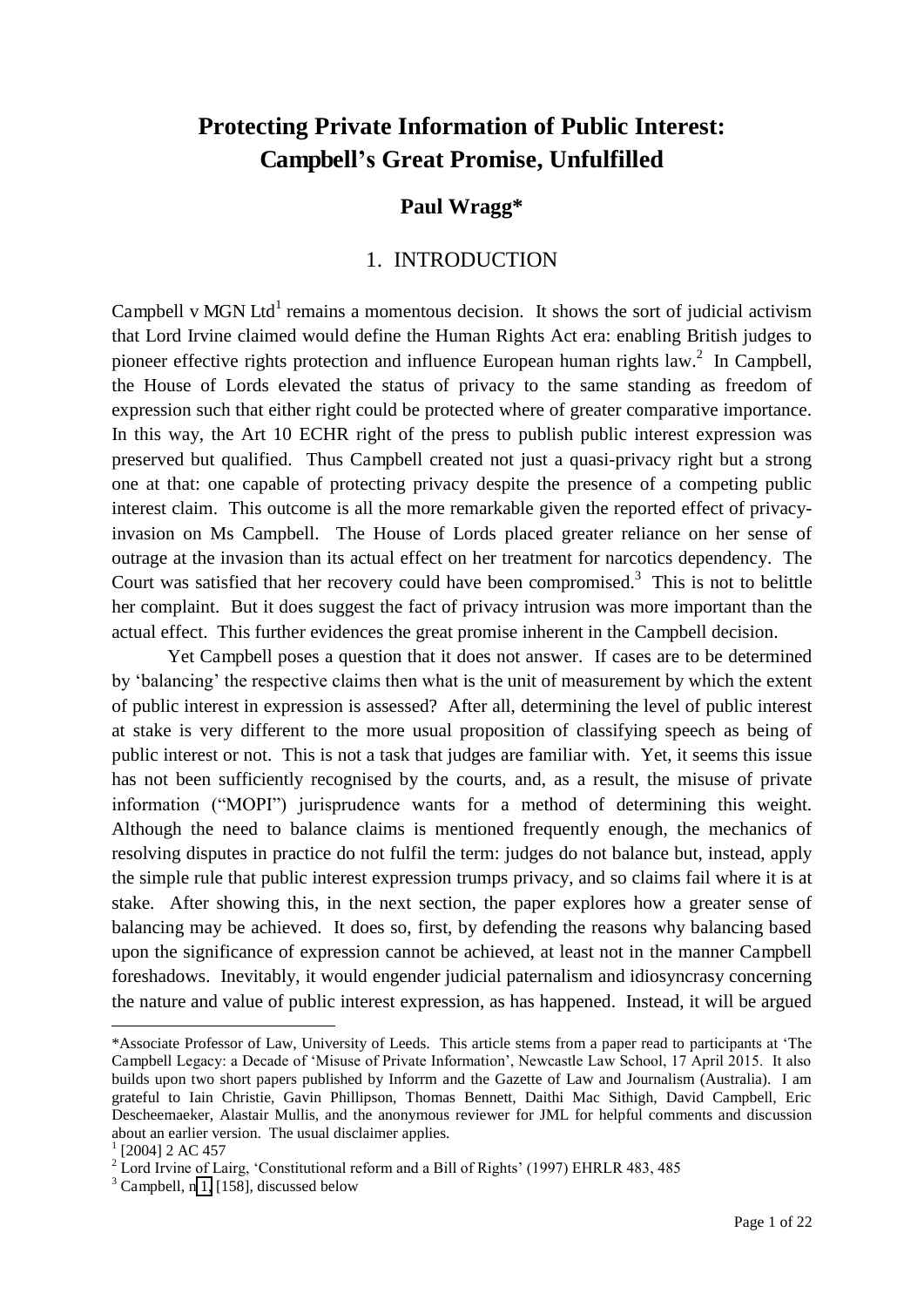# Protecting Private Information of Public Interest: Campbell's Great Promise, Unfulfilled

### Paul Wragg*

## 1. INTRODUCTION

Campbell v MGN Ltd[1] remains a momentous decision. It shows the sort of judicial activism that Lord Irvine claimed would define the Human Rights Act era: enabling British judges to pioneer effective rights protection and influence European human rights law.[2] In Campbell, the House of Lords elevated the status of privacy to the same standing as freedom of expression such that either right could be protected where of greater comparative importance. In this way, the Art 10 ECHR right of the press to publish public interest expression was preserved but qualified. Thus Campbell created not just a quasi-privacy right but a strong one at that: one capable of protecting privacy despite the presence of a competing public interest claim. This outcome is all the more remarkable given the reported effect of privacy-invasion on Ms Campbell. The House of Lords placed greater reliance on her sense of outrage at the invasion than its actual effect on her treatment for narcotics dependency. The Court was satisfied that her recovery could have been compromised.[3] This is not to belittle her complaint. But it does suggest the fact of privacy intrusion was more important than the actual effect. This further evidences the great promise inherent in the Campbell decision.

Yet Campbell poses a question that it does not answer. If cases are to be determined by 'balancing' the respective claims then what is the unit of measurement by which the extent of public interest in expression is assessed? After all, determining the level of public interest at stake is very different to the more usual proposition of classifying speech as being of public interest or not. This is not a task that judges are familiar with. Yet, it seems this issue has not been sufficiently recognised by the courts, and, as a result, the misuse of private information ("MOPI") jurisprudence wants for a method of determining this weight. Although the need to balance claims is mentioned frequently enough, the mechanics of resolving disputes in practice do not fulfil the term: judges do not balance but, instead, apply the simple rule that public interest expression trumps privacy, and so claims fail where it is at stake. After showing this, in the next section, the paper explores how a greater sense of balancing may be achieved. It does so, first, by defending the reasons why balancing based upon the significance of expression cannot be achieved, at least not in the manner Campbell foreshadows. Inevitably, it would engender judicial paternalism and idiosyncrasy concerning the nature and value of public interest expression, as has happened. Instead, it will be argued

---

*Associate Professor of Law, University of Leeds. This article stems from a paper read to participants at 'The Campbell Legacy: a Decade of 'Misuse of Private Information', Newcastle Law School, 17 April 2015. It also builds upon two short papers published by Inforrm and the Gazette of Law and Journalism (Australia). I am grateful to Iain Christie, Gavin Phillipson, Thomas Bennett, Daithi Mac Sithigh, David Campbell, Eric Descheemaeker, Alastair Mullis, and the anonymous reviewer for JML for helpful comments and discussion about an earlier version. The usual disclaimer applies.

[1] [2004] 2 AC 457

[2] Lord Irvine of Lairg, 'Constitutional reform and a Bill of Rights' (1997) EHRLR 483, 485

[3] Campbell, n 1, [158], discussed below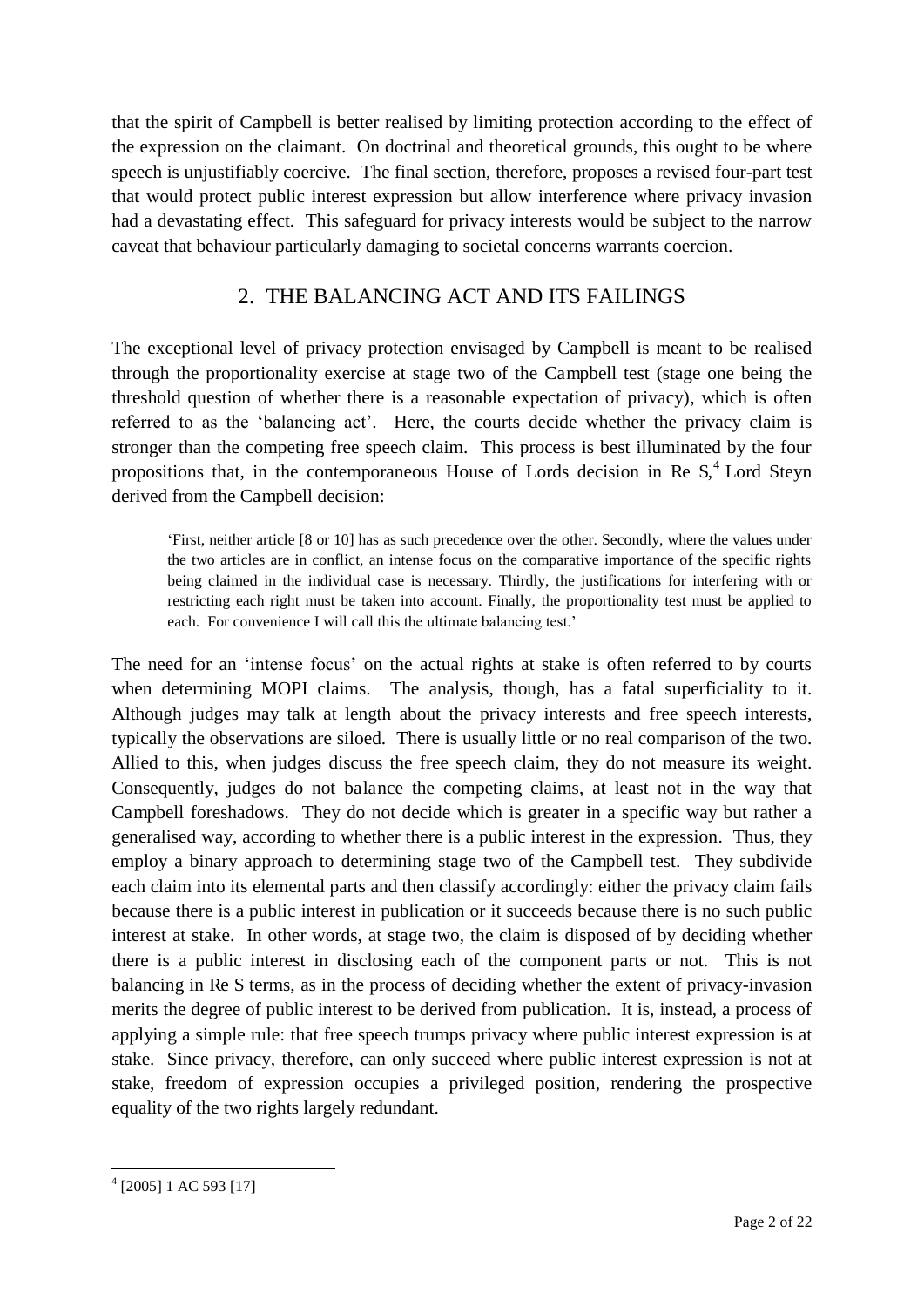that the spirit of Campbell is better realised by limiting protection according to the effect of the expression on the claimant. On doctrinal and theoretical grounds, this ought to be where speech is unjustifiably coercive. The final section, therefore, proposes a revised four-part test that would protect public interest expression but allow interference where privacy invasion had a devastating effect. This safeguard for privacy interests would be subject to the narrow caveat that behaviour particularly damaging to societal concerns warrants coercion.

## 2. THE BALANCING ACT AND ITS FAILINGS

The exceptional level of privacy protection envisaged by Campbell is meant to be realised through the proportionality exercise at stage two of the Campbell test (stage one being the threshold question of whether there is a reasonable expectation of privacy), which is often referred to as the 'balancing act'. Here, the courts decide whether the privacy claim is stronger than the competing free speech claim. This process is best illuminated by the four propositions that, in the contemporaneous House of Lords decision in Re S,[4] Lord Steyn derived from the Campbell decision:

> 'First, neither article [8 or 10] has as such precedence over the other. Secondly, where the values under the two articles are in conflict, an intense focus on the comparative importance of the specific rights being claimed in the individual case is necessary. Thirdly, the justifications for interfering with or restricting each right must be taken into account. Finally, the proportionality test must be applied to each. For convenience I will call this the ultimate balancing test.'

The need for an 'intense focus' on the actual rights at stake is often referred to by courts when determining MOPI claims. The analysis, though, has a fatal superficiality to it. Although judges may talk at length about the privacy interests and free speech interests, typically the observations are siloed. There is usually little or no real comparison of the two. Allied to this, when judges discuss the free speech claim, they do not measure its weight. Consequently, judges do not balance the competing claims, at least not in the way that Campbell foreshadows. They do not decide which is greater in a specific way but rather a generalised way, according to whether there is a public interest in the expression. Thus, they employ a binary approach to determining stage two of the Campbell test. They subdivide each claim into its elemental parts and then classify accordingly: either the privacy claim fails because there is a public interest in publication or it succeeds because there is no such public interest at stake. In other words, at stage two, the claim is disposed of by deciding whether there is a public interest in disclosing each of the component parts or not. This is not balancing in Re S terms, as in the process of deciding whether the extent of privacy-invasion merits the degree of public interest to be derived from publication. It is, instead, a process of applying a simple rule: that free speech trumps privacy where public interest expression is at stake. Since privacy, therefore, can only succeed where public interest expression is not at stake, freedom of expression occupies a privileged position, rendering the prospective equality of the two rights largely redundant.

[4] [2005] 1 AC 593 [17]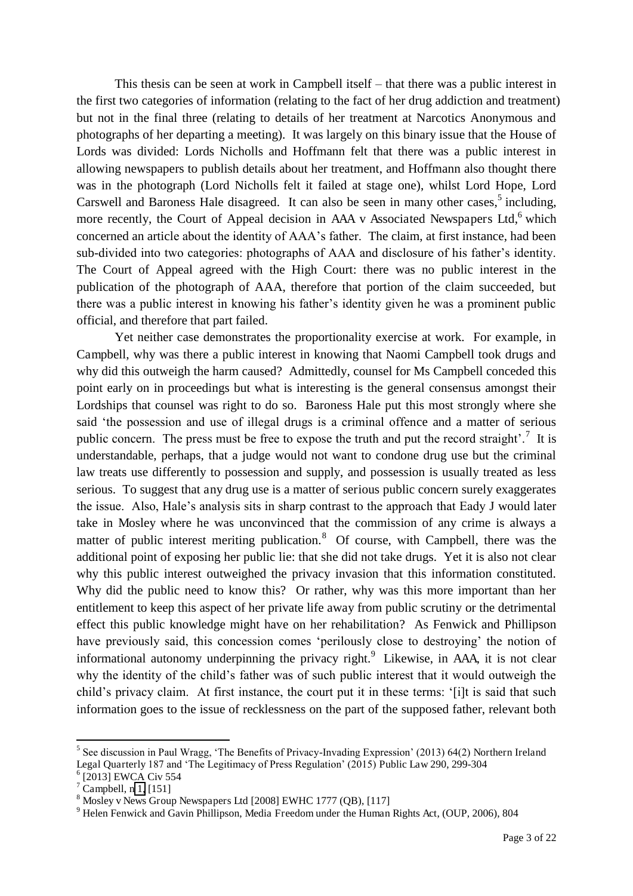This thesis can be seen at work in Campbell itself – that there was a public interest in the first two categories of information (relating to the fact of her drug addiction and treatment) but not in the final three (relating to details of her treatment at Narcotics Anonymous and photographs of her departing a meeting). It was largely on this binary issue that the House of Lords was divided: Lords Nicholls and Hoffmann felt that there was a public interest in allowing newspapers to publish details about her treatment, and Hoffmann also thought there was in the photograph (Lord Nicholls felt it failed at stage one), whilst Lord Hope, Lord Carswell and Baroness Hale disagreed. It can also be seen in many other cases,[5] including, more recently, the Court of Appeal decision in AAA v Associated Newspapers Ltd,[6] which concerned an article about the identity of AAA's father. The claim, at first instance, had been sub-divided into two categories: photographs of AAA and disclosure of his father's identity. The Court of Appeal agreed with the High Court: there was no public interest in the publication of the photograph of AAA, therefore that portion of the claim succeeded, but there was a public interest in knowing his father's identity given he was a prominent public official, and therefore that part failed.

Yet neither case demonstrates the proportionality exercise at work. For example, in Campbell, why was there a public interest in knowing that Naomi Campbell took drugs and why did this outweigh the harm caused? Admittedly, counsel for Ms Campbell conceded this point early on in proceedings but what is interesting is the general consensus amongst their Lordships that counsel was right to do so. Baroness Hale put this most strongly where she said 'the possession and use of illegal drugs is a criminal offence and a matter of serious public concern. The press must be free to expose the truth and put the record straight'.[7] It is understandable, perhaps, that a judge would not want to condone drug use but the criminal law treats use differently to possession and supply, and possession is usually treated as less serious. To suggest that any drug use is a matter of serious public concern surely exaggerates the issue. Also, Hale's analysis sits in sharp contrast to the approach that Eady J would later take in Mosley where he was unconvinced that the commission of any crime is always a matter of public interest meriting publication.[8] Of course, with Campbell, there was the additional point of exposing her public lie: that she did not take drugs. Yet it is also not clear why this public interest outweighed the privacy invasion that this information constituted. Why did the public need to know this? Or rather, why was this more important than her entitlement to keep this aspect of her private life away from public scrutiny or the detrimental effect this public knowledge might have on her rehabilitation? As Fenwick and Phillipson have previously said, this concession comes 'perilously close to destroying' the notion of informational autonomy underpinning the privacy right.[9] Likewise, in AAA, it is not clear why the identity of the child's father was of such public interest that it would outweigh the child's privacy claim. At first instance, the court put it in these terms: '[i]t is said that such information goes to the issue of recklessness on the part of the supposed father, relevant both

---

[5] See discussion in Paul Wragg, 'The Benefits of Privacy-Invading Expression' (2013) 64(2) Northern Ireland Legal Quarterly 187 and 'The Legitimacy of Press Regulation' (2015) Public Law 290, 299-304

[6] [2013] EWCA Civ 554

[7] Campbell, n 1, [151]

[8] Mosley v News Group Newspapers Ltd [2008] EWHC 1777 (QB), [117]

[9] Helen Fenwick and Gavin Phillipson, Media Freedom under the Human Rights Act, (OUP, 2006), 804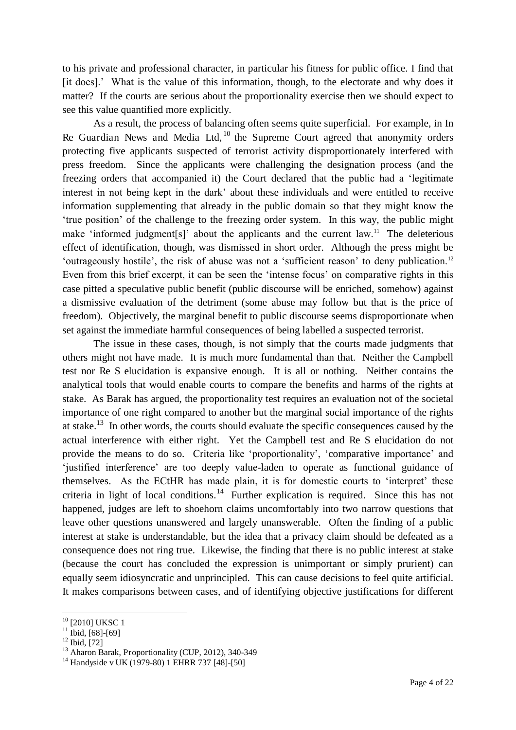to his private and professional character, in particular his fitness for public office. I find that [it does].' What is the value of this information, though, to the electorate and why does it matter? If the courts are serious about the proportionality exercise then we should expect to see this value quantified more explicitly.

As a result, the process of balancing often seems quite superficial. For example, in In Re Guardian News and Media Ltd,[10] the Supreme Court agreed that anonymity orders protecting five applicants suspected of terrorist activity disproportionately interfered with press freedom. Since the applicants were challenging the designation process (and the freezing orders that accompanied it) the Court declared that the public had a 'legitimate interest in not being kept in the dark' about these individuals and were entitled to receive information supplementing that already in the public domain so that they might know the 'true position' of the challenge to the freezing order system. In this way, the public might make 'informed judgment[s]' about the applicants and the current law.[11] The deleterious effect of identification, though, was dismissed in short order. Although the press might be 'outrageously hostile', the risk of abuse was not a 'sufficient reason' to deny publication.[12] Even from this brief excerpt, it can be seen the 'intense focus' on comparative rights in this case pitted a speculative public benefit (public discourse will be enriched, somehow) against a dismissive evaluation of the detriment (some abuse may follow but that is the price of freedom). Objectively, the marginal benefit to public discourse seems disproportionate when set against the immediate harmful consequences of being labelled a suspected terrorist.

The issue in these cases, though, is not simply that the courts made judgments that others might not have made. It is much more fundamental than that. Neither the Campbell test nor Re S elucidation is expansive enough. It is all or nothing. Neither contains the analytical tools that would enable courts to compare the benefits and harms of the rights at stake. As Barak has argued, the proportionality test requires an evaluation not of the societal importance of one right compared to another but the marginal social importance of the rights at stake.[13] In other words, the courts should evaluate the specific consequences caused by the actual interference with either right. Yet the Campbell test and Re S elucidation do not provide the means to do so. Criteria like 'proportionality', 'comparative importance' and 'justified interference' are too deeply value-laden to operate as functional guidance of themselves. As the ECtHR has made plain, it is for domestic courts to 'interpret' these criteria in light of local conditions.[14] Further explication is required. Since this has not happened, judges are left to shoehorn claims uncomfortably into two narrow questions that leave other questions unanswered and largely unanswerable. Often the finding of a public interest at stake is understandable, but the idea that a privacy claim should be defeated as a consequence does not ring true. Likewise, the finding that there is no public interest at stake (because the court has concluded the expression is unimportant or simply prurient) can equally seem idiosyncratic and unprincipled. This can cause decisions to feel quite artificial. It makes comparisons between cases, and of identifying objective justifications for different

---

[10] [2010] UKSC 1

[11] Ibid, [68]-[69]

[12] Ibid, [72]

[13] Aharon Barak, Proportionality (CUP, 2012), 340-349

[14] Handyside v UK (1979-80) 1 EHRR 737 [48]-[50]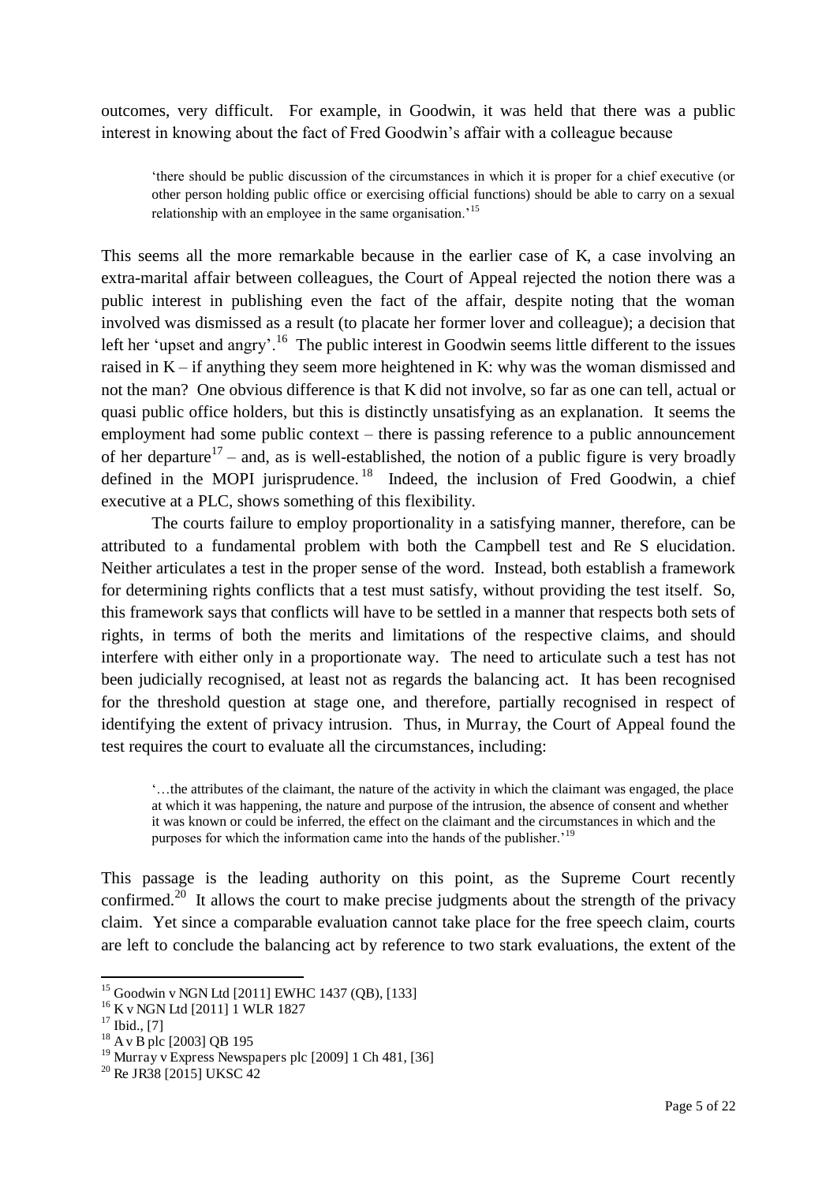outcomes, very difficult. For example, in Goodwin, it was held that there was a public interest in knowing about the fact of Fred Goodwin's affair with a colleague because

> 'there should be public discussion of the circumstances in which it is proper for a chief executive (or other person holding public office or exercising official functions) should be able to carry on a sexual relationship with an employee in the same organisation.'[15]

This seems all the more remarkable because in the earlier case of K, a case involving an extra-marital affair between colleagues, the Court of Appeal rejected the notion there was a public interest in publishing even the fact of the affair, despite noting that the woman involved was dismissed as a result (to placate her former lover and colleague); a decision that left her 'upset and angry'.[16] The public interest in Goodwin seems little different to the issues raised in K – if anything they seem more heightened in K: why was the woman dismissed and not the man? One obvious difference is that K did not involve, so far as one can tell, actual or quasi public office holders, but this is distinctly unsatisfying as an explanation. It seems the employment had some public context – there is passing reference to a public announcement of her departure[17] – and, as is well-established, the notion of a public figure is very broadly defined in the MOPI jurisprudence.[18] Indeed, the inclusion of Fred Goodwin, a chief executive at a PLC, shows something of this flexibility.

The courts failure to employ proportionality in a satisfying manner, therefore, can be attributed to a fundamental problem with both the Campbell test and Re S elucidation. Neither articulates a test in the proper sense of the word. Instead, both establish a framework for determining rights conflicts that a test must satisfy, without providing the test itself. So, this framework says that conflicts will have to be settled in a manner that respects both sets of rights, in terms of both the merits and limitations of the respective claims, and should interfere with either only in a proportionate way. The need to articulate such a test has not been judicially recognised, at least not as regards the balancing act. It has been recognised for the threshold question at stage one, and therefore, partially recognised in respect of identifying the extent of privacy intrusion. Thus, in Murray, the Court of Appeal found the test requires the court to evaluate all the circumstances, including:

> '…the attributes of the claimant, the nature of the activity in which the claimant was engaged, the place at which it was happening, the nature and purpose of the intrusion, the absence of consent and whether it was known or could be inferred, the effect on the claimant and the circumstances in which and the purposes for which the information came into the hands of the publisher.'[19]

This passage is the leading authority on this point, as the Supreme Court recently confirmed.[20] It allows the court to make precise judgments about the strength of the privacy claim. Yet since a comparable evaluation cannot take place for the free speech claim, courts are left to conclude the balancing act by reference to two stark evaluations, the extent of the

---

[15] Goodwin v NGN Ltd [2011] EWHC 1437 (QB), [133]

[16] K v NGN Ltd [2011] 1 WLR 1827

[17] Ibid., [7]

[18] A v B plc [2003] QB 195

[19] Murray v Express Newspapers plc [2009] 1 Ch 481, [36]

[20] Re JR38 [2015] UKSC 42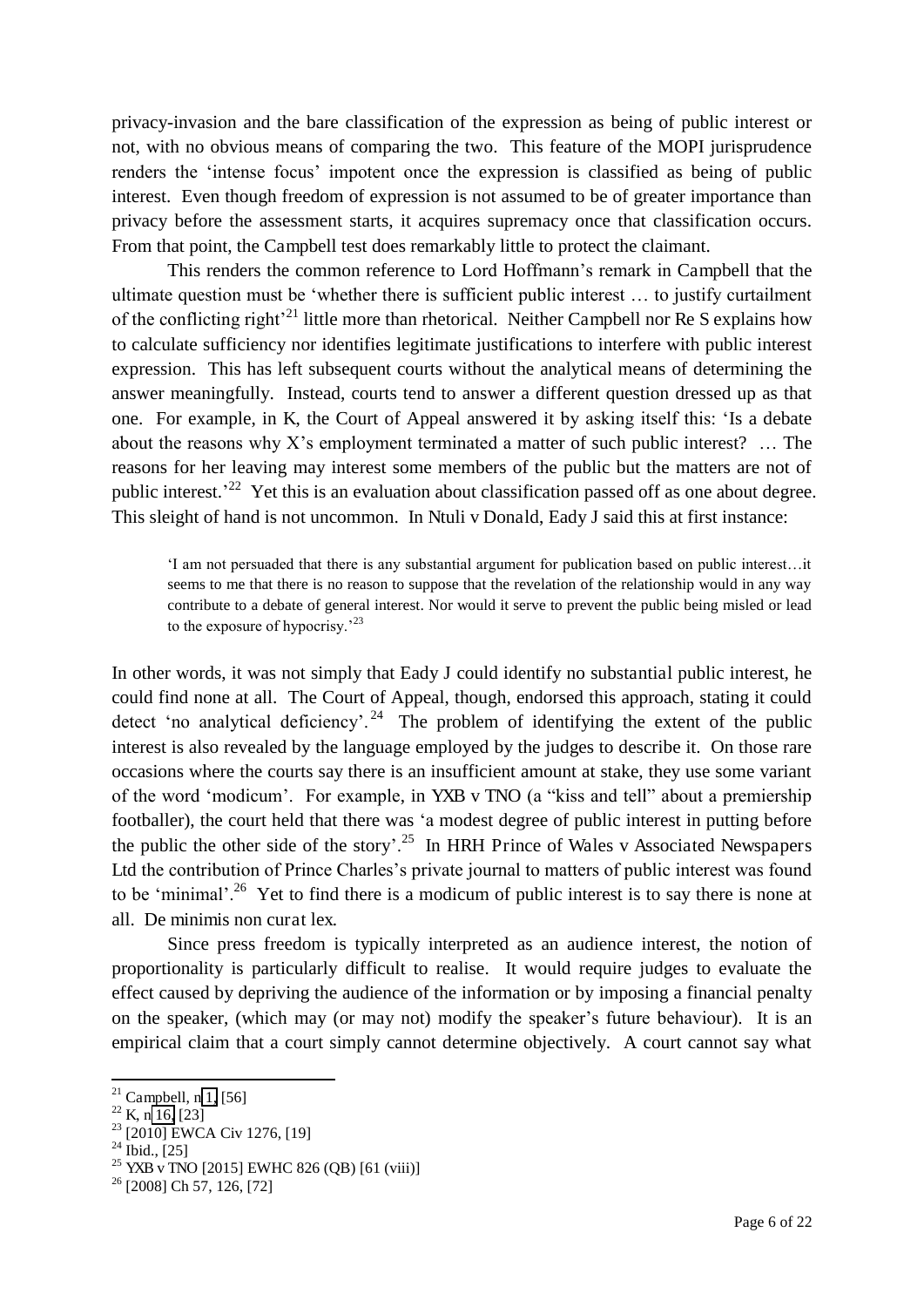privacy-invasion and the bare classification of the expression as being of public interest or not, with no obvious means of comparing the two. This feature of the MOPI jurisprudence renders the 'intense focus' impotent once the expression is classified as being of public interest. Even though freedom of expression is not assumed to be of greater importance than privacy before the assessment starts, it acquires supremacy once that classification occurs. From that point, the Campbell test does remarkably little to protect the claimant.

This renders the common reference to Lord Hoffmann's remark in Campbell that the ultimate question must be 'whether there is sufficient public interest … to justify curtailment of the conflicting right'[21] little more than rhetorical. Neither Campbell nor Re S explains how to calculate sufficiency nor identifies legitimate justifications to interfere with public interest expression. This has left subsequent courts without the analytical means of determining the answer meaningfully. Instead, courts tend to answer a different question dressed up as that one. For example, in K, the Court of Appeal answered it by asking itself this: 'Is a debate about the reasons why X's employment terminated a matter of such public interest? … The reasons for her leaving may interest some members of the public but the matters are not of public interest.'[22] Yet this is an evaluation about classification passed off as one about degree. This sleight of hand is not uncommon. In Ntuli v Donald, Eady J said this at first instance:

> 'I am not persuaded that there is any substantial argument for publication based on public interest…it seems to me that there is no reason to suppose that the revelation of the relationship would in any way contribute to a debate of general interest. Nor would it serve to prevent the public being misled or lead to the exposure of hypocrisy.'[23]

In other words, it was not simply that Eady J could identify no substantial public interest, he could find none at all. The Court of Appeal, though, endorsed this approach, stating it could detect 'no analytical deficiency'.[24] The problem of identifying the extent of the public interest is also revealed by the language employed by the judges to describe it. On those rare occasions where the courts say there is an insufficient amount at stake, they use some variant of the word 'modicum'. For example, in YXB v TNO (a "kiss and tell" about a premiership footballer), the court held that there was 'a modest degree of public interest in putting before the public the other side of the story'.[25] In HRH Prince of Wales v Associated Newspapers Ltd the contribution of Prince Charles's private journal to matters of public interest was found to be 'minimal'.[26] Yet to find there is a modicum of public interest is to say there is none at all. *De minimis non curat lex*.

Since press freedom is typically interpreted as an audience interest, the notion of proportionality is particularly difficult to realise. It would require judges to evaluate the effect caused by depriving the audience of the information or by imposing a financial penalty on the speaker, (which may (or may not) modify the speaker's future behaviour). It is an empirical claim that a court simply cannot determine objectively. A court cannot say what

---

[21] Campbell, n 1, [56]

[22] K, n 16, [23]

[23] [2010] EWCA Civ 1276, [19]

[24] Ibid., [25]

[25] YXB v TNO [2015] EWHC 826 (QB) [61 (viii)]

[26] [2008] Ch 57, 126, [72]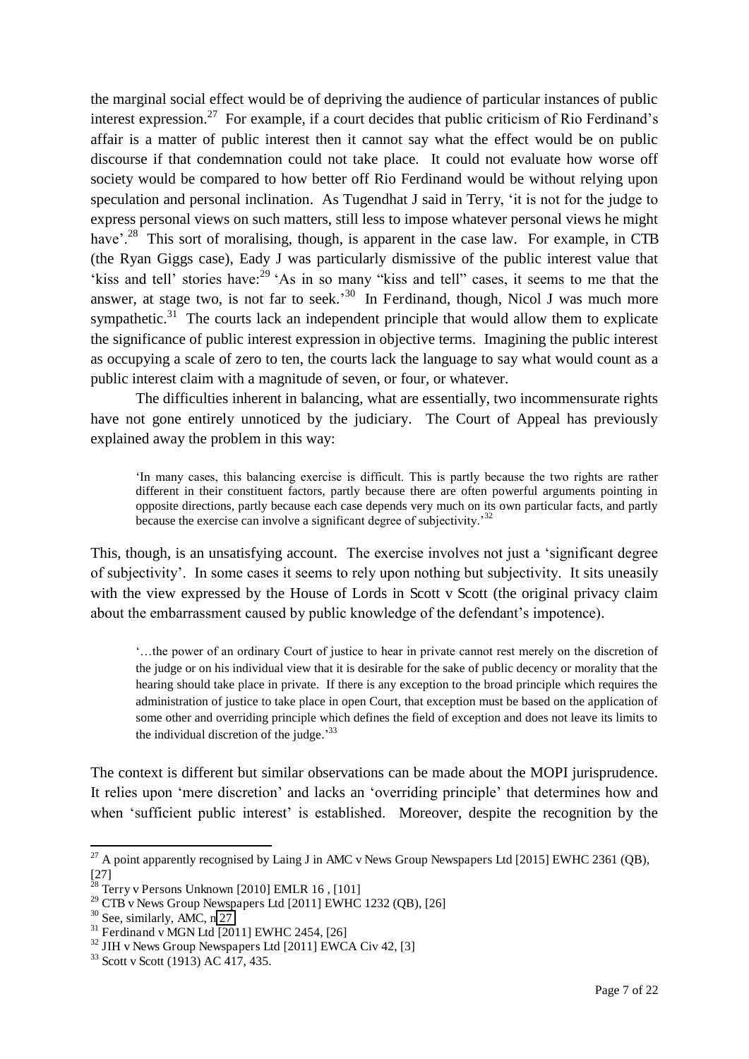the marginal social effect would be of depriving the audience of particular instances of public interest expression.[27] For example, if a court decides that public criticism of Rio Ferdinand's affair is a matter of public interest then it cannot say what the effect would be on public discourse if that condemnation could not take place. It could not evaluate how worse off society would be compared to how better off Rio Ferdinand would be without relying upon speculation and personal inclination. As Tugendhat J said in Terry, 'it is not for the judge to express personal views on such matters, still less to impose whatever personal views he might have'.[28] This sort of moralising, though, is apparent in the case law. For example, in CTB (the Ryan Giggs case), Eady J was particularly dismissive of the public interest value that 'kiss and tell' stories have:[29] 'As in so many "kiss and tell" cases, it seems to me that the answer, at stage two, is not far to seek.'[30] In Ferdinand, though, Nicol J was much more sympathetic.[31] The courts lack an independent principle that would allow them to explicate the significance of public interest expression in objective terms. Imagining the public interest as occupying a scale of zero to ten, the courts lack the language to say what would count as a public interest claim with a magnitude of seven, or four, or whatever.

The difficulties inherent in balancing, what are essentially, two incommensurate rights have not gone entirely unnoticed by the judiciary. The Court of Appeal has previously explained away the problem in this way:

> 'In many cases, this balancing exercise is difficult. This is partly because the two rights are rather different in their constituent factors, partly because there are often powerful arguments pointing in opposite directions, partly because each case depends very much on its own particular facts, and partly because the exercise can involve a significant degree of subjectivity.'[32]

This, though, is an unsatisfying account. The exercise involves not just a 'significant degree of subjectivity'. In some cases it seems to rely upon nothing but subjectivity. It sits uneasily with the view expressed by the House of Lords in Scott v Scott (the original privacy claim about the embarrassment caused by public knowledge of the defendant's impotence).

> '…the power of an ordinary Court of justice to hear in private cannot rest merely on the discretion of the judge or on his individual view that it is desirable for the sake of public decency or morality that the hearing should take place in private. If there is any exception to the broad principle which requires the administration of justice to take place in open Court, that exception must be based on the application of some other and overriding principle which defines the field of exception and does not leave its limits to the individual discretion of the judge.'[33]

The context is different but similar observations can be made about the MOPI jurisprudence. It relies upon 'mere discretion' and lacks an 'overriding principle' that determines how and when 'sufficient public interest' is established. Moreover, despite the recognition by the

---

[27] A point apparently recognised by Laing J in AMC v News Group Newspapers Ltd [2015] EWHC 2361 (QB), [27]

[28] Terry v Persons Unknown [2010] EMLR 16 , [101]

[29] CTB v News Group Newspapers Ltd [2011] EWHC 1232 (QB), [26]

[30] See, similarly, AMC, n 27

[31] Ferdinand v MGN Ltd [2011] EWHC 2454, [26]

[32] JIH v News Group Newspapers Ltd [2011] EWCA Civ 42, [3]

[33] Scott v Scott (1913) AC 417, 435.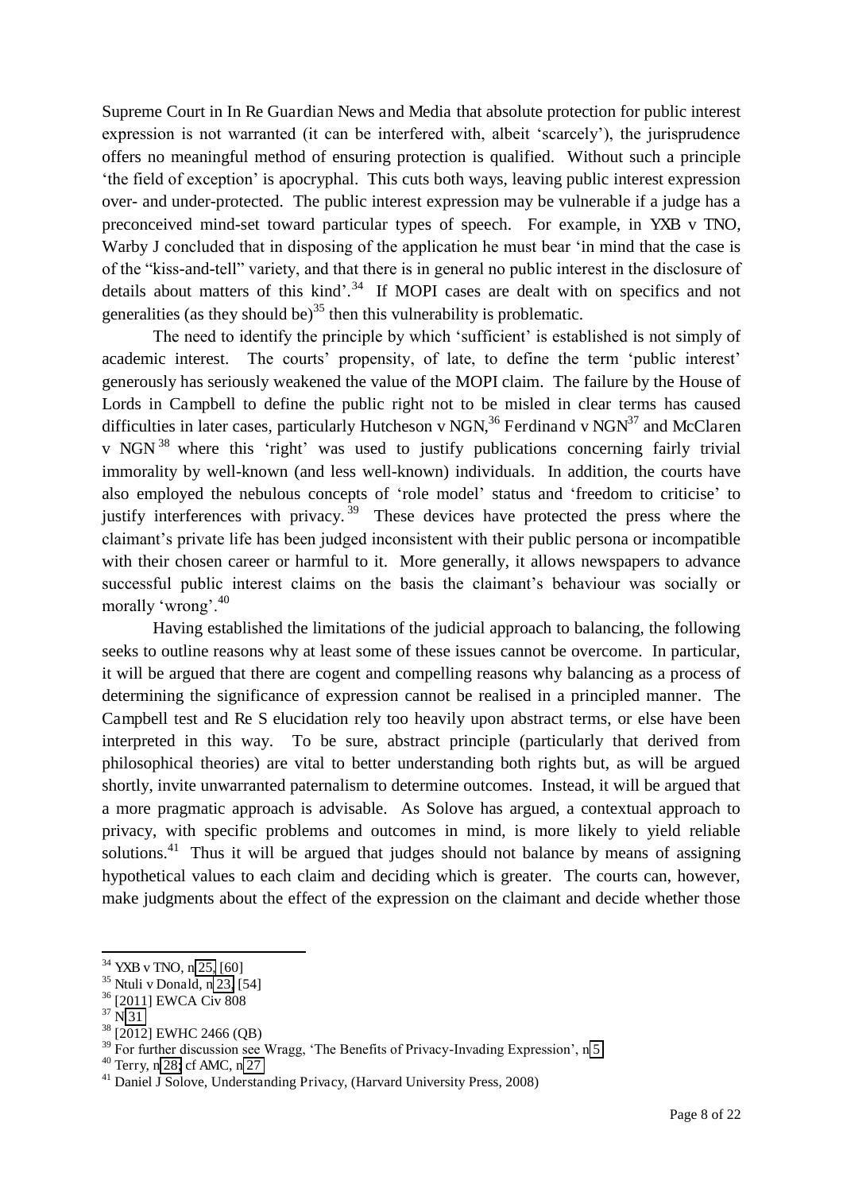Supreme Court in In Re Guardian News and Media that absolute protection for public interest expression is not warranted (it can be interfered with, albeit 'scarcely'), the jurisprudence offers no meaningful method of ensuring protection is qualified. Without such a principle 'the field of exception' is apocryphal. This cuts both ways, leaving public interest expression over- and under-protected. The public interest expression may be vulnerable if a judge has a preconceived mind-set toward particular types of speech. For example, in YXB v TNO, Warby J concluded that in disposing of the application he must bear 'in mind that the case is of the "kiss-and-tell" variety, and that there is in general no public interest in the disclosure of details about matters of this kind'.[34] If MOPI cases are dealt with on specifics and not generalities (as they should be)[35] then this vulnerability is problematic.

The need to identify the principle by which 'sufficient' is established is not simply of academic interest. The courts' propensity, of late, to define the term 'public interest' generously has seriously weakened the value of the MOPI claim. The failure by the House of Lords in Campbell to define the public right not to be misled in clear terms has caused difficulties in later cases, particularly Hutcheson v NGN,[36] Ferdinand v NGN[37] and McClaren v NGN[38] where this 'right' was used to justify publications concerning fairly trivial immorality by well-known (and less well-known) individuals. In addition, the courts have also employed the nebulous concepts of 'role model' status and 'freedom to criticise' to justify interferences with privacy.[39] These devices have protected the press where the claimant's private life has been judged inconsistent with their public persona or incompatible with their chosen career or harmful to it. More generally, it allows newspapers to advance successful public interest claims on the basis the claimant's behaviour was socially or morally 'wrong'.[40]

Having established the limitations of the judicial approach to balancing, the following seeks to outline reasons why at least some of these issues cannot be overcome. In particular, it will be argued that there are cogent and compelling reasons why balancing as a process of determining the significance of expression cannot be realised in a principled manner. The Campbell test and Re S elucidation rely too heavily upon abstract terms, or else have been interpreted in this way. To be sure, abstract principle (particularly that derived from philosophical theories) are vital to better understanding both rights but, as will be argued shortly, invite unwarranted paternalism to determine outcomes. Instead, it will be argued that a more pragmatic approach is advisable. As Solove has argued, a contextual approach to privacy, with specific problems and outcomes in mind, is more likely to yield reliable solutions.[41] Thus it will be argued that judges should not balance by means of assigning hypothetical values to each claim and deciding which is greater. The courts can, however, make judgments about the effect of the expression on the claimant and decide whether those

---

[34] YXB v TNO, n 25, [60]

[35] Ntuli v Donald, n 23, [54]

[36] [2011] EWCA Civ 808

[37] N 31

[38] [2012] EWHC 2466 (QB)

[39] For further discussion see Wragg, 'The Benefits of Privacy-Invading Expression', n 5

[40] Terry, n 28; cf AMC, n 27

[41] Daniel J Solove, Understanding Privacy, (Harvard University Press, 2008)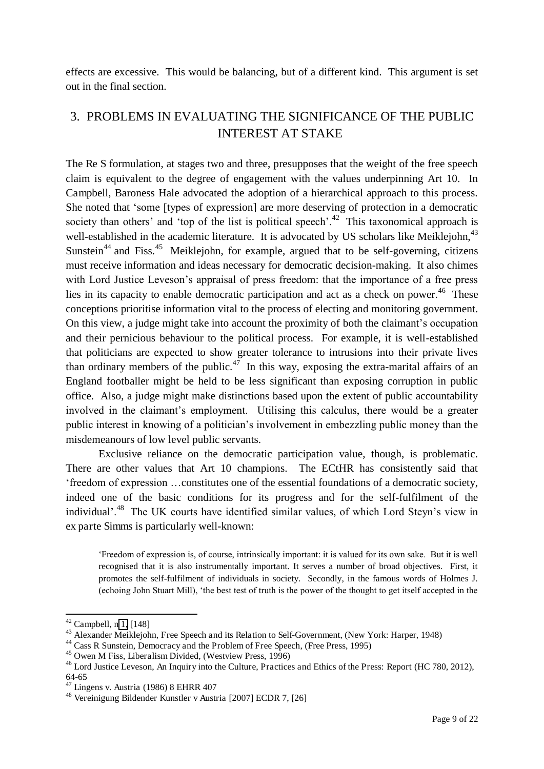effects are excessive. This would be balancing, but of a different kind. This argument is set out in the final section.

## 3. PROBLEMS IN EVALUATING THE SIGNIFICANCE OF THE PUBLIC INTEREST AT STAKE

The Re S formulation, at stages two and three, presupposes that the weight of the free speech claim is equivalent to the degree of engagement with the values underpinning Art 10. In Campbell, Baroness Hale advocated the adoption of a hierarchical approach to this process. She noted that 'some [types of expression] are more deserving of protection in a democratic society than others' and 'top of the list is political speech'.[42] This taxonomical approach is well-established in the academic literature. It is advocated by US scholars like Meiklejohn,[43] Sunstein[44] and Fiss.[45] Meiklejohn, for example, argued that to be self-governing, citizens must receive information and ideas necessary for democratic decision-making. It also chimes with Lord Justice Leveson's appraisal of press freedom: that the importance of a free press lies in its capacity to enable democratic participation and act as a check on power.[46] These conceptions prioritise information vital to the process of electing and monitoring government. On this view, a judge might take into account the proximity of both the claimant's occupation and their pernicious behaviour to the political process. For example, it is well-established that politicians are expected to show greater tolerance to intrusions into their private lives than ordinary members of the public.[47] In this way, exposing the extra-marital affairs of an England footballer might be held to be less significant than exposing corruption in public office. Also, a judge might make distinctions based upon the extent of public accountability involved in the claimant's employment. Utilising this calculus, there would be a greater public interest in knowing of a politician's involvement in embezzling public money than the misdemeanours of low level public servants.

Exclusive reliance on the democratic participation value, though, is problematic. There are other values that Art 10 champions. The ECtHR has consistently said that 'freedom of expression …constitutes one of the essential foundations of a democratic society, indeed one of the basic conditions for its progress and for the self-fulfilment of the individual'.[48] The UK courts have identified similar values, of which Lord Steyn's view in ex parte Simms is particularly well-known:

> 'Freedom of expression is, of course, intrinsically important: it is valued for its own sake. But it is well recognised that it is also instrumentally important. It serves a number of broad objectives. First, it promotes the self-fulfilment of individuals in society. Secondly, in the famous words of Holmes J. (echoing John Stuart Mill), 'the best test of truth is the power of the thought to get itself accepted in the

---

[42] Campbell, n 1, [148]

[43] Alexander Meiklejohn, Free Speech and its Relation to Self-Government, (New York: Harper, 1948)

[44] Cass R Sunstein, Democracy and the Problem of Free Speech, (Free Press, 1995)

[45] Owen M Fiss, Liberalism Divided, (Westview Press, 1996)

[46] Lord Justice Leveson, An Inquiry into the Culture, Practices and Ethics of the Press: Report (HC 780, 2012), 64-65

[47] Lingens v. Austria (1986) 8 EHRR 407

[48] Vereinigung Bildender Kunstler v Austria [2007] ECDR 7, [26]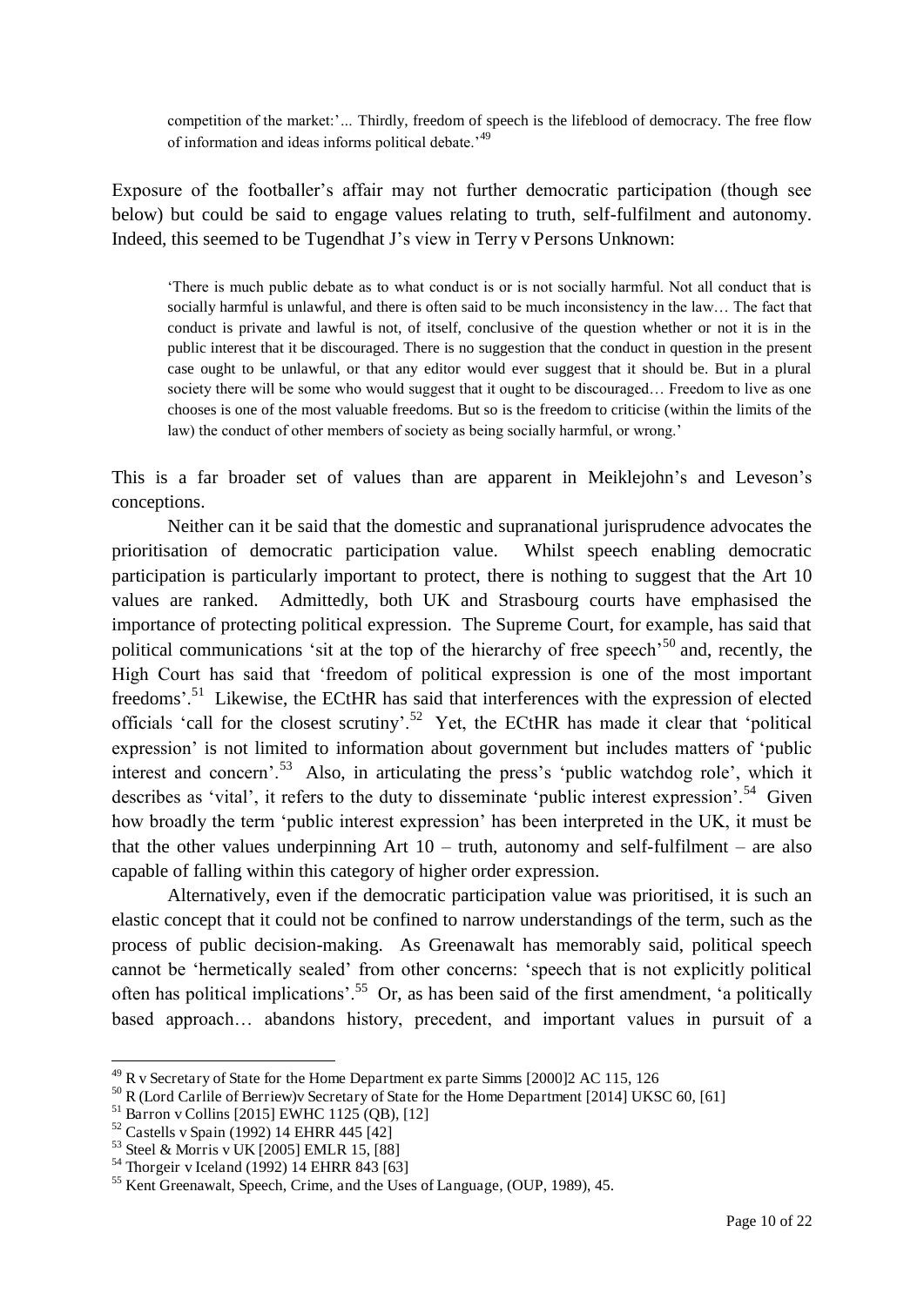competition of the market:'… Thirdly, freedom of speech is the lifeblood of democracy. The free flow of information and ideas informs political debate.'[49]

Exposure of the footballer's affair may not further democratic participation (though see below) but could be said to engage values relating to truth, self-fulfilment and autonomy. Indeed, this seemed to be Tugendhat J's view in Terry v Persons Unknown:

> 'There is much public debate as to what conduct is or is not socially harmful. Not all conduct that is socially harmful is unlawful, and there is often said to be much inconsistency in the law… The fact that conduct is private and lawful is not, of itself, conclusive of the question whether or not it is in the public interest that it be discouraged. There is no suggestion that the conduct in question in the present case ought to be unlawful, or that any editor would ever suggest that it should be. But in a plural society there will be some who would suggest that it ought to be discouraged… Freedom to live as one chooses is one of the most valuable freedoms. But so is the freedom to criticise (within the limits of the law) the conduct of other members of society as being socially harmful, or wrong.'

This is a far broader set of values than are apparent in Meiklejohn's and Leveson's conceptions.

Neither can it be said that the domestic and supranational jurisprudence advocates the prioritisation of democratic participation value. Whilst speech enabling democratic participation is particularly important to protect, there is nothing to suggest that the Art 10 values are ranked. Admittedly, both UK and Strasbourg courts have emphasised the importance of protecting political expression. The Supreme Court, for example, has said that political communications 'sit at the top of the hierarchy of free speech'[50] and, recently, the High Court has said that 'freedom of political expression is one of the most important freedoms'.[51] Likewise, the ECtHR has said that interferences with the expression of elected officials 'call for the closest scrutiny'.[52] Yet, the ECtHR has made it clear that 'political expression' is not limited to information about government but includes matters of 'public interest and concern'.[53] Also, in articulating the press's 'public watchdog role', which it describes as 'vital', it refers to the duty to disseminate 'public interest expression'.[54] Given how broadly the term 'public interest expression' has been interpreted in the UK, it must be that the other values underpinning Art 10 – truth, autonomy and self-fulfilment – are also capable of falling within this category of higher order expression.

Alternatively, even if the democratic participation value was prioritised, it is such an elastic concept that it could not be confined to narrow understandings of the term, such as the process of public decision-making. As Greenawalt has memorably said, political speech cannot be 'hermetically sealed' from other concerns: 'speech that is not explicitly political often has political implications'.[55] Or, as has been said of the first amendment, 'a politically based approach… abandons history, precedent, and important values in pursuit of a

---

[49] R v Secretary of State for the Home Department ex parte Simms [2000]2 AC 115, 126

[50] R (Lord Carlile of Berriew)v Secretary of State for the Home Department [2014] UKSC 60, [61]

[51] Barron v Collins [2015] EWHC 1125 (QB), [12]

[52] Castells v Spain (1992) 14 EHRR 445 [42]

[53] Steel & Morris v UK [2005] EMLR 15, [88]

[54] Thorgeir v Iceland (1992) 14 EHRR 843 [63]

[55] Kent Greenawalt, Speech, Crime, and the Uses of Language, (OUP, 1989), 45.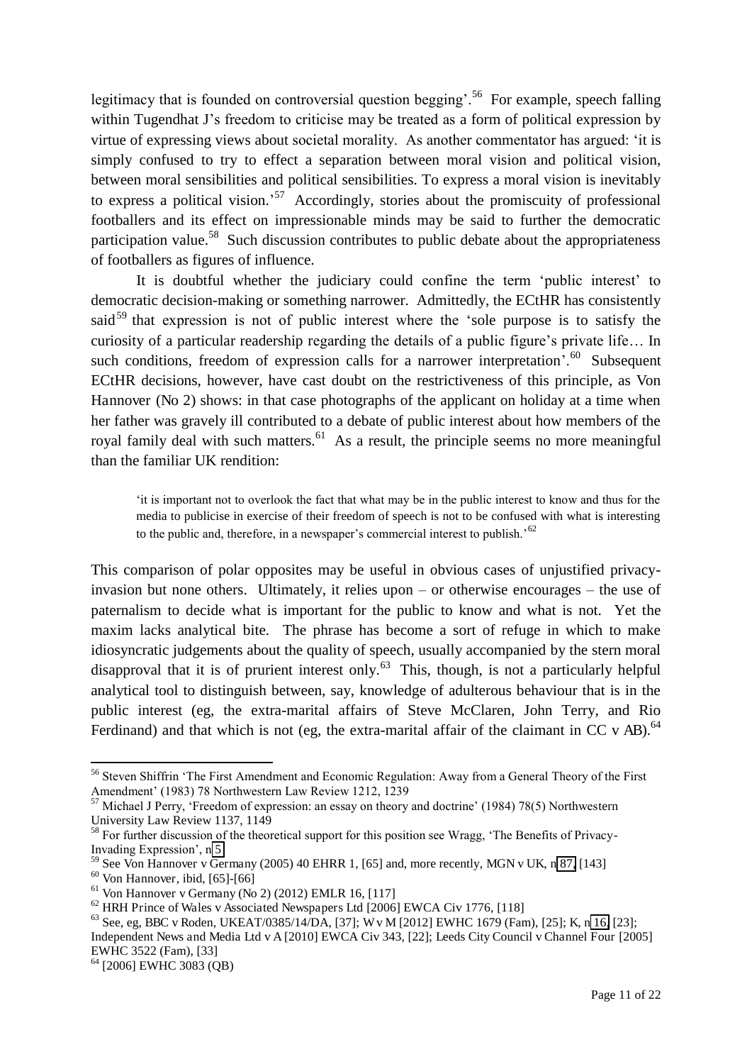legitimacy that is founded on controversial question begging'.[56] For example, speech falling within Tugendhat J's freedom to criticise may be treated as a form of political expression by virtue of expressing views about societal morality. As another commentator has argued: 'it is simply confused to try to effect a separation between moral vision and political vision, between moral sensibilities and political sensibilities. To express a moral vision is inevitably to express a political vision.'[57] Accordingly, stories about the promiscuity of professional footballers and its effect on impressionable minds may be said to further the democratic participation value.[58] Such discussion contributes to public debate about the appropriateness of footballers as figures of influence.

It is doubtful whether the judiciary could confine the term 'public interest' to democratic decision-making or something narrower. Admittedly, the ECtHR has consistently said[59] that expression is not of public interest where the 'sole purpose is to satisfy the curiosity of a particular readership regarding the details of a public figure's private life… In such conditions, freedom of expression calls for a narrower interpretation'.[60] Subsequent ECtHR decisions, however, have cast doubt on the restrictiveness of this principle, as Von Hannover (No 2) shows: in that case photographs of the applicant on holiday at a time when her father was gravely ill contributed to a debate of public interest about how members of the royal family deal with such matters.[61] As a result, the principle seems no more meaningful than the familiar UK rendition:

> 'it is important not to overlook the fact that what may be in the public interest to know and thus for the media to publicise in exercise of their freedom of speech is not to be confused with what is interesting to the public and, therefore, in a newspaper's commercial interest to publish.'[62]

This comparison of polar opposites may be useful in obvious cases of unjustified privacy-invasion but none others. Ultimately, it relies upon – or otherwise encourages – the use of paternalism to decide what is important for the public to know and what is not. Yet the maxim lacks analytical bite. The phrase has become a sort of refuge in which to make idiosyncratic judgements about the quality of speech, usually accompanied by the stern moral disapproval that it is of prurient interest only.[63] This, though, is not a particularly helpful analytical tool to distinguish between, say, knowledge of adulterous behaviour that is in the public interest (eg, the extra-marital affairs of Steve McClaren, John Terry, and Rio Ferdinand) and that which is not (eg, the extra-marital affair of the claimant in CC v AB).[64]

---

[56] Steven Shiffrin 'The First Amendment and Economic Regulation: Away from a General Theory of the First Amendment' (1983) 78 Northwestern Law Review 1212, 1239

[57] Michael J Perry, 'Freedom of expression: an essay on theory and doctrine' (1984) 78(5) Northwestern University Law Review 1137, 1149

[58] For further discussion of the theoretical support for this position see Wragg, 'The Benefits of Privacy-Invading Expression', n 5

[59] See Von Hannover v Germany (2005) 40 EHRR 1, [65] and, more recently, MGN v UK, n 87, [143]

[60] Von Hannover, ibid, [65]-[66]

[61] Von Hannover v Germany (No 2) (2012) EMLR 16, [117]

[62] HRH Prince of Wales v Associated Newspapers Ltd [2006] EWCA Civ 1776, [118]

[63] See, eg, BBC v Roden, UKEAT/0385/14/DA, [37]; W v M [2012] EWHC 1679 (Fam), [25]; K, n 16, [23]; Independent News and Media Ltd v A [2010] EWCA Civ 343, [22]; Leeds City Council v Channel Four [2005] EWHC 3522 (Fam), [33]

[64] [2006] EWHC 3083 (QB)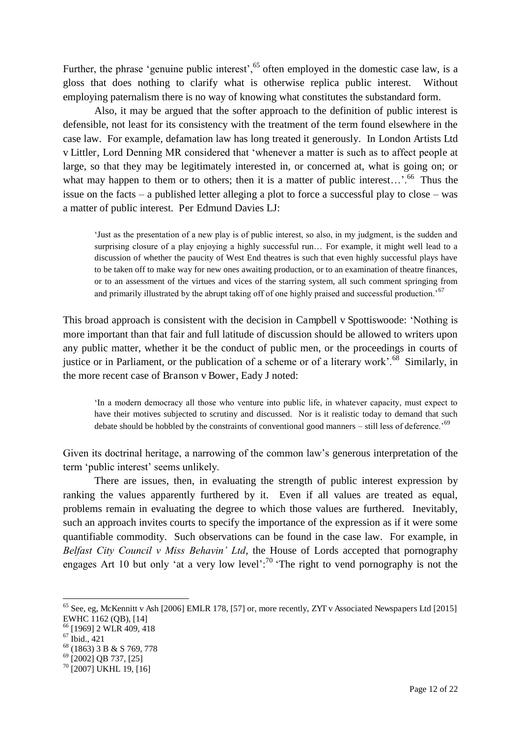Further, the phrase 'genuine public interest',[65] often employed in the domestic case law, is a gloss that does nothing to clarify what is otherwise replica public interest. Without employing paternalism there is no way of knowing what constitutes the substandard form.

Also, it may be argued that the softer approach to the definition of public interest is defensible, not least for its consistency with the treatment of the term found elsewhere in the case law. For example, defamation law has long treated it generously. In London Artists Ltd v Littler, Lord Denning MR considered that 'whenever a matter is such as to affect people at large, so that they may be legitimately interested in, or concerned at, what is going on; or what may happen to them or to others; then it is a matter of public interest…'.[66] Thus the issue on the facts – a published letter alleging a plot to force a successful play to close – was a matter of public interest. Per Edmund Davies LJ:

> 'Just as the presentation of a new play is of public interest, so also, in my judgment, is the sudden and surprising closure of a play enjoying a highly successful run… For example, it might well lead to a discussion of whether the paucity of West End theatres is such that even highly successful plays have to be taken off to make way for new ones awaiting production, or to an examination of theatre finances, or to an assessment of the virtues and vices of the starring system, all such comment springing from and primarily illustrated by the abrupt taking off of one highly praised and successful production.'[67]

This broad approach is consistent with the decision in Campbell v Spottiswoode: 'Nothing is more important than that fair and full latitude of discussion should be allowed to writers upon any public matter, whether it be the conduct of public men, or the proceedings in courts of justice or in Parliament, or the publication of a scheme or of a literary work'.[68] Similarly, in the more recent case of Branson v Bower, Eady J noted:

> 'In a modern democracy all those who venture into public life, in whatever capacity, must expect to have their motives subjected to scrutiny and discussed. Nor is it realistic today to demand that such debate should be hobbled by the constraints of conventional good manners – still less of deference.'[69]

Given its doctrinal heritage, a narrowing of the common law's generous interpretation of the term 'public interest' seems unlikely.

There are issues, then, in evaluating the strength of public interest expression by ranking the values apparently furthered by it. Even if all values are treated as equal, problems remain in evaluating the degree to which those values are furthered. Inevitably, such an approach invites courts to specify the importance of the expression as if it were some quantifiable commodity. Such observations can be found in the case law. For example, in *Belfast City Council v Miss Behavin' Ltd*, the House of Lords accepted that pornography engages Art 10 but only 'at a very low level':[70] 'The right to vend pornography is not the

---

[65] See, eg, McKennitt v Ash [2006] EMLR 178, [57] or, more recently, ZYT v Associated Newspapers Ltd [2015] EWHC 1162 (QB), [14]

[66] [1969] 2 WLR 409, 418

[67] Ibid., 421

[68] (1863) 3 B & S 769, 778

[69] [2002] QB 737, [25]

[70] [2007] UKHL 19, [16]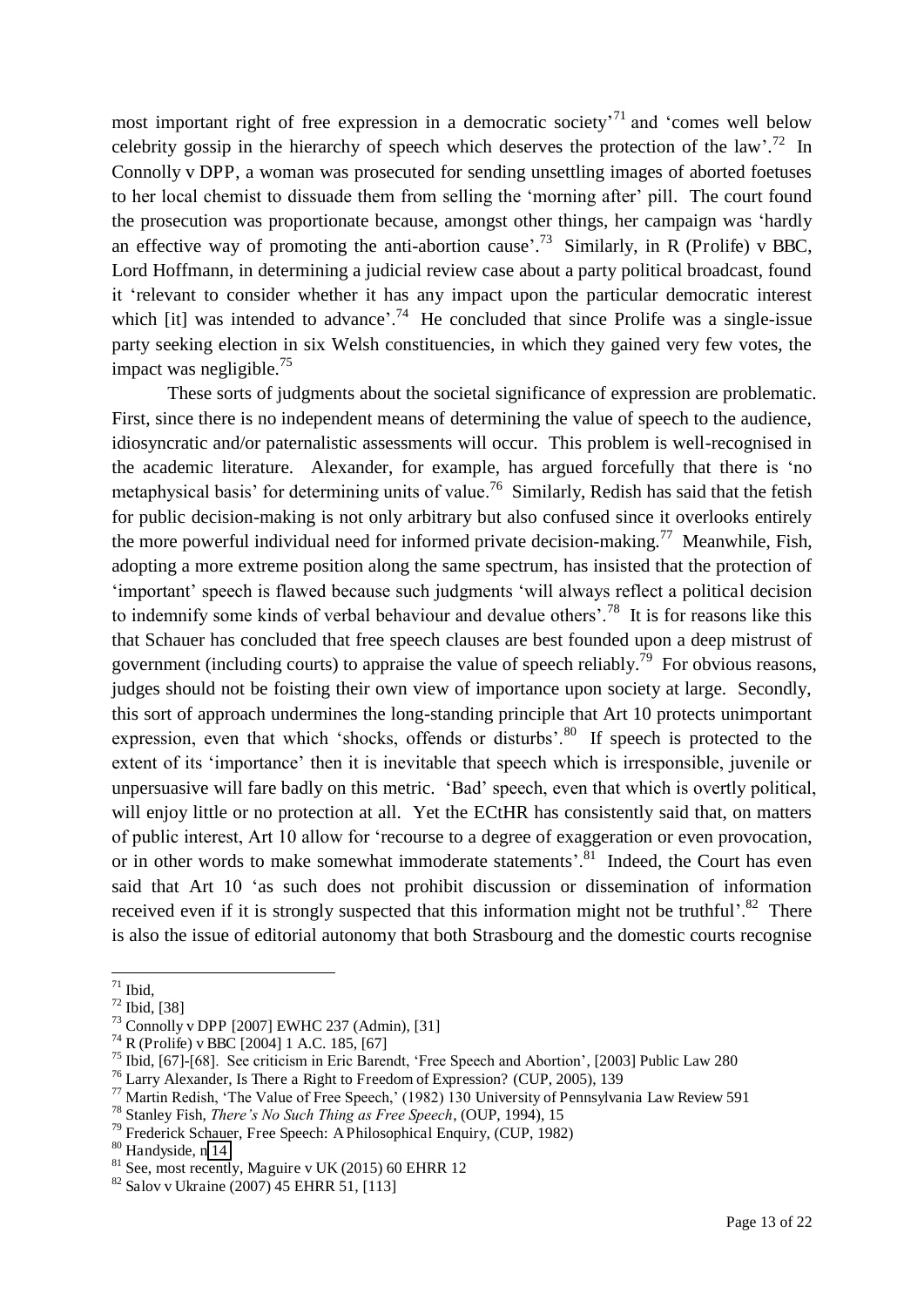most important right of free expression in a democratic society'[71] and 'comes well below celebrity gossip in the hierarchy of speech which deserves the protection of the law'.[72] In Connolly v DPP, a woman was prosecuted for sending unsettling images of aborted foetuses to her local chemist to dissuade them from selling the 'morning after' pill. The court found the prosecution was proportionate because, amongst other things, her campaign was 'hardly an effective way of promoting the anti-abortion cause'.[73] Similarly, in R (Prolife) v BBC, Lord Hoffmann, in determining a judicial review case about a party political broadcast, found it 'relevant to consider whether it has any impact upon the particular democratic interest which [it] was intended to advance'.[74] He concluded that since Prolife was a single-issue party seeking election in six Welsh constituencies, in which they gained very few votes, the impact was negligible.[75]

These sorts of judgments about the societal significance of expression are problematic. First, since there is no independent means of determining the value of speech to the audience, idiosyncratic and/or paternalistic assessments will occur. This problem is well-recognised in the academic literature. Alexander, for example, has argued forcefully that there is 'no metaphysical basis' for determining units of value.[76] Similarly, Redish has said that the fetish for public decision-making is not only arbitrary but also confused since it overlooks entirely the more powerful individual need for informed private decision-making.[77] Meanwhile, Fish, adopting a more extreme position along the same spectrum, has insisted that the protection of 'important' speech is flawed because such judgments 'will always reflect a political decision to indemnify some kinds of verbal behaviour and devalue others'.[78] It is for reasons like this that Schauer has concluded that free speech clauses are best founded upon a deep mistrust of government (including courts) to appraise the value of speech reliably.[79] For obvious reasons, judges should not be foisting their own view of importance upon society at large. Secondly, this sort of approach undermines the long-standing principle that Art 10 protects unimportant expression, even that which 'shocks, offends or disturbs'.[80] If speech is protected to the extent of its 'importance' then it is inevitable that speech which is irresponsible, juvenile or unpersuasive will fare badly on this metric. 'Bad' speech, even that which is overtly political, will enjoy little or no protection at all. Yet the ECtHR has consistently said that, on matters of public interest, Art 10 allow for 'recourse to a degree of exaggeration or even provocation, or in other words to make somewhat immoderate statements'.[81] Indeed, the Court has even said that Art 10 'as such does not prohibit discussion or dissemination of information received even if it is strongly suspected that this information might not be truthful'.[82] There is also the issue of editorial autonomy that both Strasbourg and the domestic courts recognise

---

[71] Ibid,

[72] Ibid, [38]

[73] Connolly v DPP [2007] EWHC 237 (Admin), [31]

[74] R (Prolife) v BBC [2004] 1 A.C. 185, [67]

[75] Ibid, [67]-[68]. See criticism in Eric Barendt, 'Free Speech and Abortion', [2003] Public Law 280

[76] Larry Alexander, Is There a Right to Freedom of Expression? (CUP, 2005), 139

[77] Martin Redish, 'The Value of Free Speech,' (1982) 130 University of Pennsylvania Law Review 591

[78] Stanley Fish, *There's No Such Thing as Free Speech*, (OUP, 1994), 15

[79] Frederick Schauer, Free Speech: A Philosophical Enquiry, (CUP, 1982)

[80] Handyside, n 14

[81] See, most recently, Maguire v UK (2015) 60 EHRR 12

[82] Salov v Ukraine (2007) 45 EHRR 51, [113]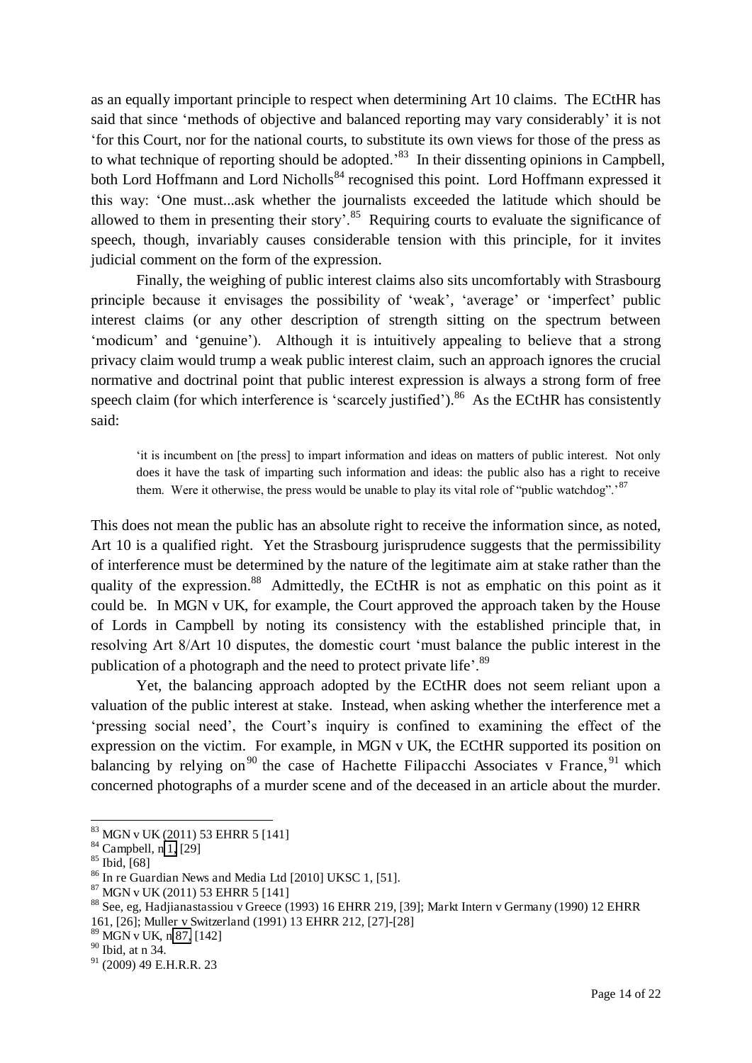as an equally important principle to respect when determining Art 10 claims. The ECtHR has said that since 'methods of objective and balanced reporting may vary considerably' it is not 'for this Court, nor for the national courts, to substitute its own views for those of the press as to what technique of reporting should be adopted.'[83] In their dissenting opinions in Campbell, both Lord Hoffmann and Lord Nicholls[84] recognised this point. Lord Hoffmann expressed it this way: 'One must...ask whether the journalists exceeded the latitude which should be allowed to them in presenting their story'.[85] Requiring courts to evaluate the significance of speech, though, invariably causes considerable tension with this principle, for it invites judicial comment on the form of the expression.

Finally, the weighing of public interest claims also sits uncomfortably with Strasbourg principle because it envisages the possibility of 'weak', 'average' or 'imperfect' public interest claims (or any other description of strength sitting on the spectrum between 'modicum' and 'genuine'). Although it is intuitively appealing to believe that a strong privacy claim would trump a weak public interest claim, such an approach ignores the crucial normative and doctrinal point that public interest expression is always a strong form of free speech claim (for which interference is 'scarcely justified').[86] As the ECtHR has consistently said:

> 'it is incumbent on [the press] to impart information and ideas on matters of public interest. Not only does it have the task of imparting such information and ideas: the public also has a right to receive them. Were it otherwise, the press would be unable to play its vital role of "public watchdog".'[87]

This does not mean the public has an absolute right to receive the information since, as noted, Art 10 is a qualified right. Yet the Strasbourg jurisprudence suggests that the permissibility of interference must be determined by the nature of the legitimate aim at stake rather than the quality of the expression.[88] Admittedly, the ECtHR is not as emphatic on this point as it could be. In MGN v UK, for example, the Court approved the approach taken by the House of Lords in Campbell by noting its consistency with the established principle that, in resolving Art 8/Art 10 disputes, the domestic court 'must balance the public interest in the publication of a photograph and the need to protect private life'.[89]

Yet, the balancing approach adopted by the ECtHR does not seem reliant upon a valuation of the public interest at stake. Instead, when asking whether the interference met a 'pressing social need', the Court's inquiry is confined to examining the effect of the expression on the victim. For example, in MGN v UK, the ECtHR supported its position on balancing by relying on[90] the case of Hachette Filipacchi Associates v France,[91] which concerned photographs of a murder scene and of the deceased in an article about the murder.

---

[83] MGN v UK (2011) 53 EHRR 5 [141]

[84] Campbell, n 1, [29]

[85] Ibid, [68]

[86] In re Guardian News and Media Ltd [2010] UKSC 1, [51].

[87] MGN v UK (2011) 53 EHRR 5 [141]

[88] See, eg, Hadjianastassiou v Greece (1993) 16 EHRR 219, [39]; Markt Intern v Germany (1990) 12 EHRR 161, [26]; Muller v Switzerland (1991) 13 EHRR 212, [27]-[28]

[89] MGN v UK, n 87, [142]

[90] Ibid, at n 34.

[91] (2009) 49 E.H.R.R. 23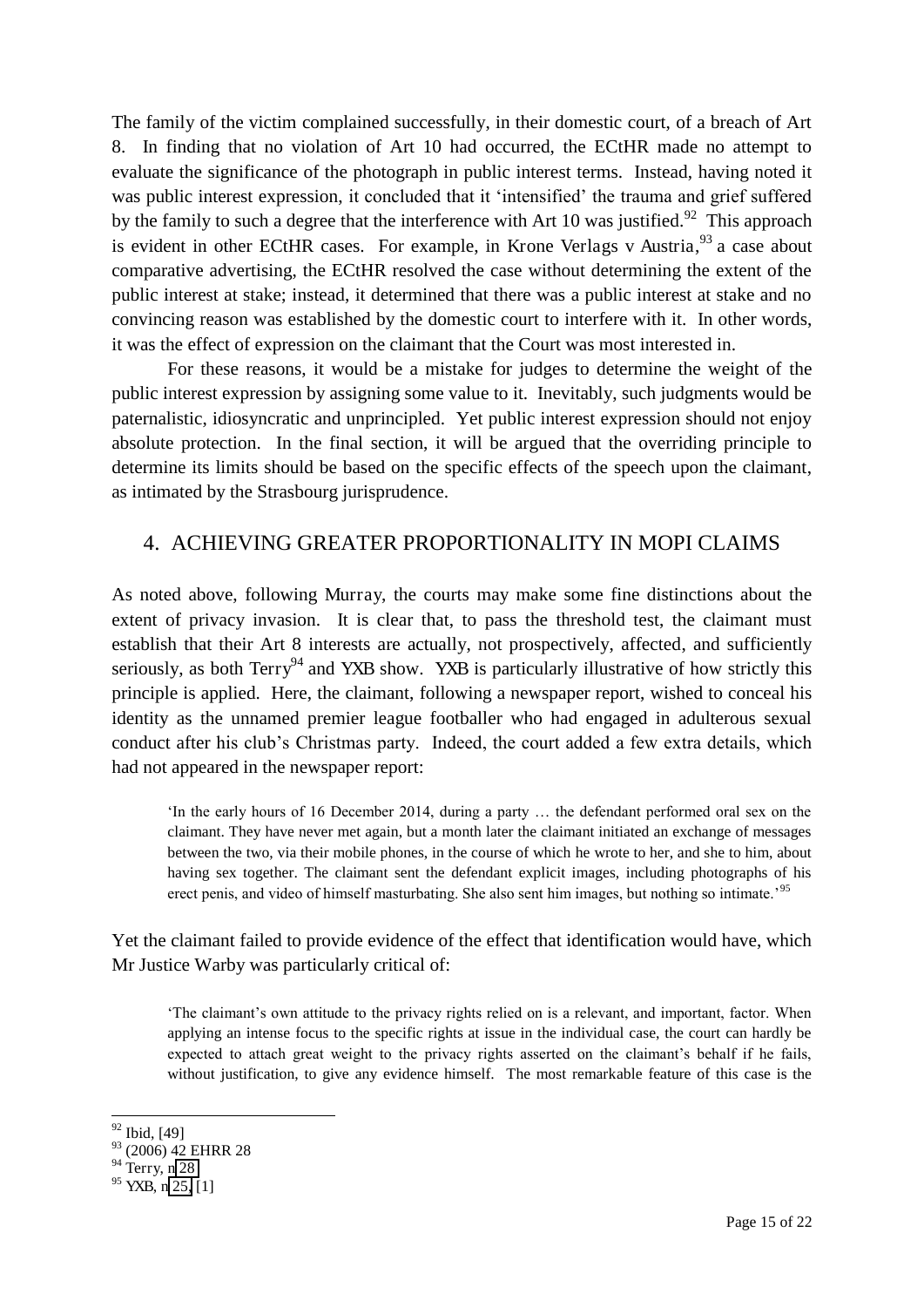The family of the victim complained successfully, in their domestic court, of a breach of Art 8. In finding that no violation of Art 10 had occurred, the ECtHR made no attempt to evaluate the significance of the photograph in public interest terms. Instead, having noted it was public interest expression, it concluded that it 'intensified' the trauma and grief suffered by the family to such a degree that the interference with Art 10 was justified.[92] This approach is evident in other ECtHR cases. For example, in *Krone Verlags v Austria*,[93] a case about comparative advertising, the ECtHR resolved the case without determining the extent of the public interest at stake; instead, it determined that there was a public interest at stake and no convincing reason was established by the domestic court to interfere with it. In other words, it was the effect of expression on the claimant that the Court was most interested in.

For these reasons, it would be a mistake for judges to determine the weight of the public interest expression by assigning some value to it. Inevitably, such judgments would be paternalistic, idiosyncratic and unprincipled. Yet public interest expression should not enjoy absolute protection. In the final section, it will be argued that the overriding principle to determine its limits should be based on the specific effects of the speech upon the claimant, as intimated by the Strasbourg jurisprudence.

## 4. ACHIEVING GREATER PROPORTIONALITY IN MOPI CLAIMS

As noted above, following *Murray*, the courts may make some fine distinctions about the extent of privacy invasion. It is clear that, to pass the threshold test, the claimant must establish that their Art 8 interests are actually, not prospectively, affected, and sufficiently seriously, as both *Terry*[94] and *YXB* show. *YXB* is particularly illustrative of how strictly this principle is applied. Here, the claimant, following a newspaper report, wished to conceal his identity as the unnamed premier league footballer who had engaged in adulterous sexual conduct after his club's Christmas party. Indeed, the court added a few extra details, which had not appeared in the newspaper report:

> 'In the early hours of 16 December 2014, during a party … the defendant performed oral sex on the claimant. They have never met again, but a month later the claimant initiated an exchange of messages between the two, via their mobile phones, in the course of which he wrote to her, and she to him, about having sex together. The claimant sent the defendant explicit images, including photographs of his erect penis, and video of himself masturbating. She also sent him images, but nothing so intimate.'[95]

Yet the claimant failed to provide evidence of the effect that identification would have, which Mr Justice Warby was particularly critical of:

> 'The claimant's own attitude to the privacy rights relied on is a relevant, and important, factor. When applying an intense focus to the specific rights at issue in the individual case, the court can hardly be expected to attach great weight to the privacy rights asserted on the claimant's behalf if he fails, without justification, to give any evidence himself. The most remarkable feature of this case is the

---

[92] Ibid, [49]

[93] (2006) 42 EHRR 28

[94] *Terry*, n 28

[95] *YXB*, n 25, [1]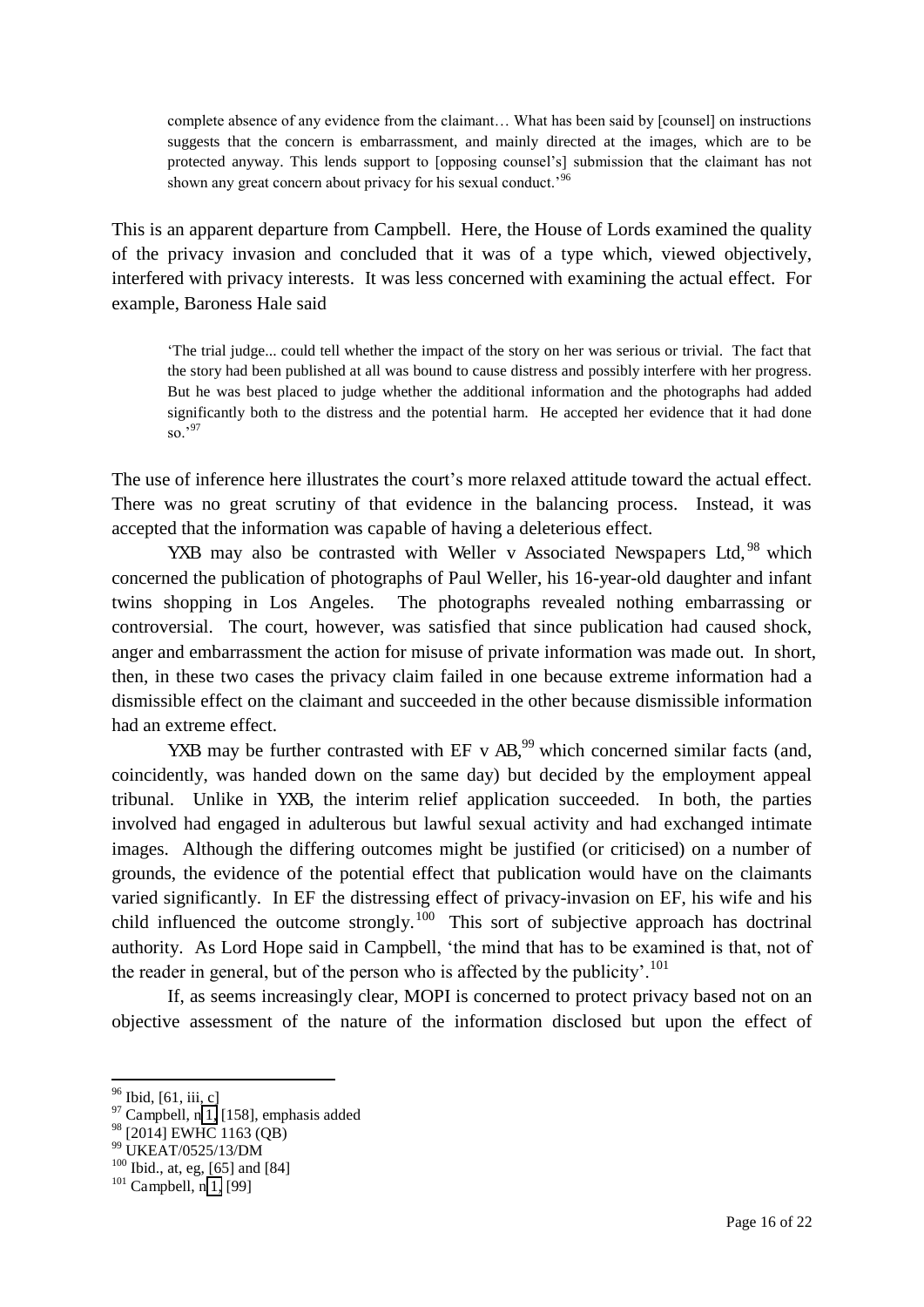> complete absence of any evidence from the claimant… What has been said by [counsel] on instructions suggests that the concern is embarrassment, and mainly directed at the images, which are to be protected anyway. This lends support to [opposing counsel's] submission that the claimant has not shown any great concern about privacy for his sexual conduct.'[96]

This is an apparent departure from Campbell. Here, the House of Lords examined the quality of the privacy invasion and concluded that it was of a type which, viewed objectively, interfered with privacy interests. It was less concerned with examining the actual effect. For example, Baroness Hale said

> 'The trial judge... could tell whether the impact of the story on her was serious or trivial. The fact that the story had been published at all was bound to cause distress and possibly interfere with her progress. But he was best placed to judge whether the additional information and the photographs had added significantly both to the distress and the potential harm. He accepted her evidence that it had done so.'[97]

The use of inference here illustrates the court's more relaxed attitude toward the actual effect. There was no great scrutiny of that evidence in the balancing process. Instead, it was accepted that the information was capable of having a deleterious effect.

YXB may also be contrasted with Weller v Associated Newspapers Ltd,[98] which concerned the publication of photographs of Paul Weller, his 16-year-old daughter and infant twins shopping in Los Angeles. The photographs revealed nothing embarrassing or controversial. The court, however, was satisfied that since publication had caused shock, anger and embarrassment the action for misuse of private information was made out. In short, then, in these two cases the privacy claim failed in one because extreme information had a dismissible effect on the claimant and succeeded in the other because dismissible information had an extreme effect.

YXB may be further contrasted with EF v AB,[99] which concerned similar facts (and, coincidently, was handed down on the same day) but decided by the employment appeal tribunal. Unlike in YXB, the interim relief application succeeded. In both, the parties involved had engaged in adulterous but lawful sexual activity and had exchanged intimate images. Although the differing outcomes might be justified (or criticised) on a number of grounds, the evidence of the potential effect that publication would have on the claimants varied significantly. In EF the distressing effect of privacy-invasion on EF, his wife and his child influenced the outcome strongly.[100] This sort of subjective approach has doctrinal authority. As Lord Hope said in Campbell, 'the mind that has to be examined is that, not of the reader in general, but of the person who is affected by the publicity'.[101]

If, as seems increasingly clear, MOPI is concerned to protect privacy based not on an objective assessment of the nature of the information disclosed but upon the effect of

---

[96] Ibid, [61, iii, c]

[97] Campbell, n 1, [158], emphasis added

[98] [2014] EWHC 1163 (QB)

[99] UKEAT/0525/13/DM

[100] Ibid., at, eg, [65] and [84]

[101] Campbell, n 1, [99]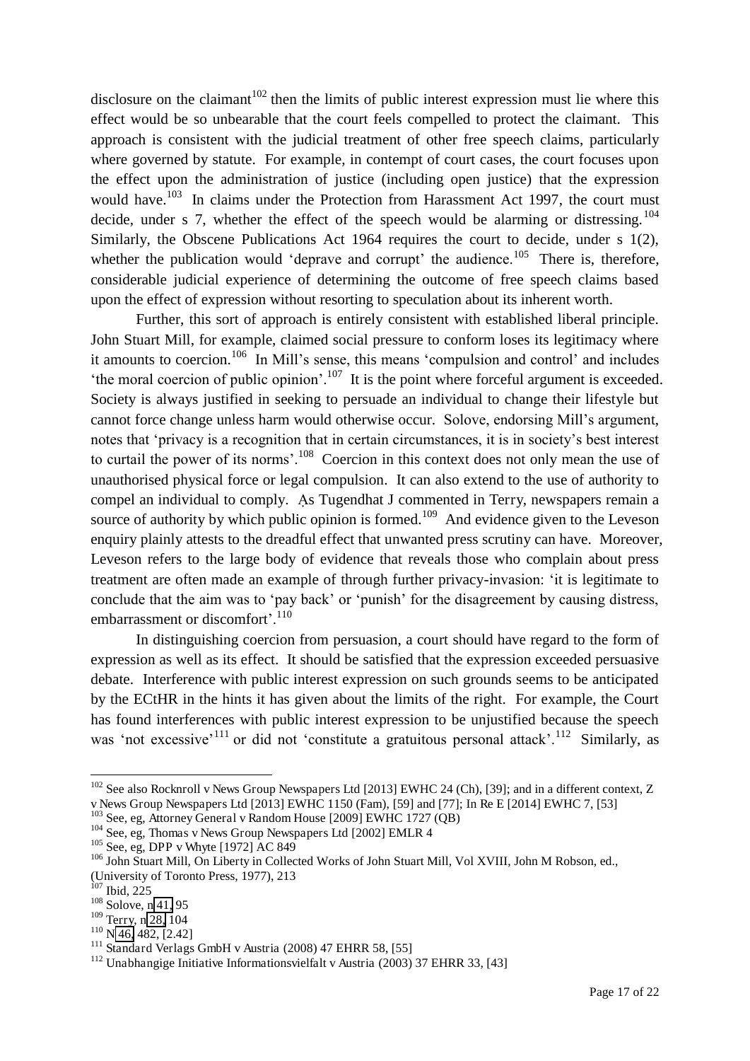disclosure on the claimant[102] then the limits of public interest expression must lie where this effect would be so unbearable that the court feels compelled to protect the claimant. This approach is consistent with the judicial treatment of other free speech claims, particularly where governed by statute. For example, in contempt of court cases, the court focuses upon the effect upon the administration of justice (including open justice) that the expression would have.[103] In claims under the Protection from Harassment Act 1997, the court must decide, under s 7, whether the effect of the speech would be alarming or distressing.[104] Similarly, the Obscene Publications Act 1964 requires the court to decide, under s 1(2), whether the publication would 'deprave and corrupt' the audience.[105] There is, therefore, considerable judicial experience of determining the outcome of free speech claims based upon the effect of expression without resorting to speculation about its inherent worth.

Further, this sort of approach is entirely consistent with established liberal principle. John Stuart Mill, for example, claimed social pressure to conform loses its legitimacy where it amounts to coercion.[106] In Mill's sense, this means 'compulsion and control' and includes 'the moral coercion of public opinion'.[107] It is the point where forceful argument is exceeded. Society is always justified in seeking to persuade an individual to change their lifestyle but cannot force change unless harm would otherwise occur. Solove, endorsing Mill's argument, notes that 'privacy is a recognition that in certain circumstances, it is in society's best interest to curtail the power of its norms'.[108] Coercion in this context does not only mean the use of unauthorised physical force or legal compulsion. It can also extend to the use of authority to compel an individual to comply. As Tugendhat J commented in Terry, newspapers remain a source of authority by which public opinion is formed.[109] And evidence given to the Leveson enquiry plainly attests to the dreadful effect that unwanted press scrutiny can have. Moreover, Leveson refers to the large body of evidence that reveals those who complain about press treatment are often made an example of through further privacy-invasion: 'it is legitimate to conclude that the aim was to 'pay back' or 'punish' for the disagreement by causing distress, embarrassment or discomfort'.[110]

In distinguishing coercion from persuasion, a court should have regard to the form of expression as well as its effect. It should be satisfied that the expression exceeded persuasive debate. Interference with public interest expression on such grounds seems to be anticipated by the ECtHR in the hints it has given about the limits of the right. For example, the Court has found interferences with public interest expression to be unjustified because the speech was 'not excessive'[111] or did not 'constitute a gratuitous personal attack'.[112] Similarly, as

---

[102] See also Rocknroll v News Group Newspapers Ltd [2013] EWHC 24 (Ch), [39]; and in a different context, Z v News Group Newspapers Ltd [2013] EWHC 1150 (Fam), [59] and [77]; In Re E [2014] EWHC 7, [53]

[103] See, eg, Attorney General v Random House [2009] EWHC 1727 (QB)

[104] See, eg, Thomas v News Group Newspapers Ltd [2002] EMLR 4

[105] See, eg, DPP v Whyte [1972] AC 849

[106] John Stuart Mill, On Liberty in Collected Works of John Stuart Mill, Vol XVIII, John M Robson, ed., (University of Toronto Press, 1977), 213

[107] Ibid, 225

[108] Solove, n 41, 95

[109] Terry, n 28, 104

[110] N 46, 482, [2.42]

[111] Standard Verlags GmbH v Austria (2008) 47 EHRR 58, [55]

[112] Unabhangige Initiative Informationsvielfalt v Austria (2003) 37 EHRR 33, [43]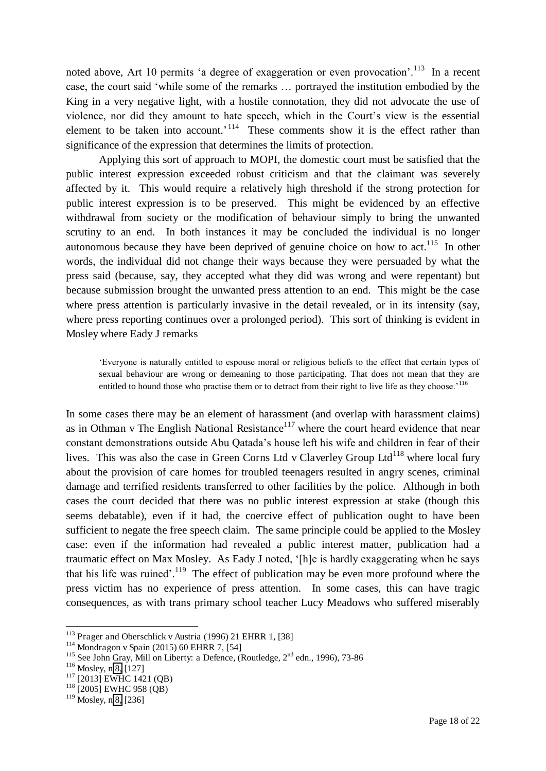noted above, Art 10 permits 'a degree of exaggeration or even provocation'.[113] In a recent case, the court said 'while some of the remarks … portrayed the institution embodied by the King in a very negative light, with a hostile connotation, they did not advocate the use of violence, nor did they amount to hate speech, which in the Court's view is the essential element to be taken into account.'[114] These comments show it is the effect rather than significance of the expression that determines the limits of protection.

Applying this sort of approach to MOPI, the domestic court must be satisfied that the public interest expression exceeded robust criticism and that the claimant was severely affected by it. This would require a relatively high threshold if the strong protection for public interest expression is to be preserved. This might be evidenced by an effective withdrawal from society or the modification of behaviour simply to bring the unwanted scrutiny to an end. In both instances it may be concluded the individual is no longer autonomous because they have been deprived of genuine choice on how to act.[115] In other words, the individual did not change their ways because they were persuaded by what the press said (because, say, they accepted what they did was wrong and were repentant) but because submission brought the unwanted press attention to an end. This might be the case where press attention is particularly invasive in the detail revealed, or in its intensity (say, where press reporting continues over a prolonged period). This sort of thinking is evident in Mosley where Eady J remarks

> 'Everyone is naturally entitled to espouse moral or religious beliefs to the effect that certain types of sexual behaviour are wrong or demeaning to those participating. That does not mean that they are entitled to hound those who practise them or to detract from their right to live life as they choose.'[116]

In some cases there may be an element of harassment (and overlap with harassment claims) as in Othman v The English National Resistance[117] where the court heard evidence that near constant demonstrations outside Abu Qatada's house left his wife and children in fear of their lives. This was also the case in Green Corns Ltd v Claverley Group Ltd[118] where local fury about the provision of care homes for troubled teenagers resulted in angry scenes, criminal damage and terrified residents transferred to other facilities by the police. Although in both cases the court decided that there was no public interest expression at stake (though this seems debatable), even if it had, the coercive effect of publication ought to have been sufficient to negate the free speech claim. The same principle could be applied to the Mosley case: even if the information had revealed a public interest matter, publication had a traumatic effect on Max Mosley. As Eady J noted, '[h]e is hardly exaggerating when he says that his life was ruined'.[119] The effect of publication may be even more profound where the press victim has no experience of press attention. In some cases, this can have tragic consequences, as with trans primary school teacher Lucy Meadows who suffered miserably

---

[113] Prager and Oberschlick v Austria (1996) 21 EHRR 1, [38]

[114] Mondragon v Spain (2015) 60 EHRR 7, [54]

[115] See John Gray, Mill on Liberty: a Defence, (Routledge, 2nd edn., 1996), 73-86

[116] Mosley, n 8, [127]

[117] [2013] EWHC 1421 (QB)

[118] [2005] EWHC 958 (QB)

[119] Mosley, n 8, [236]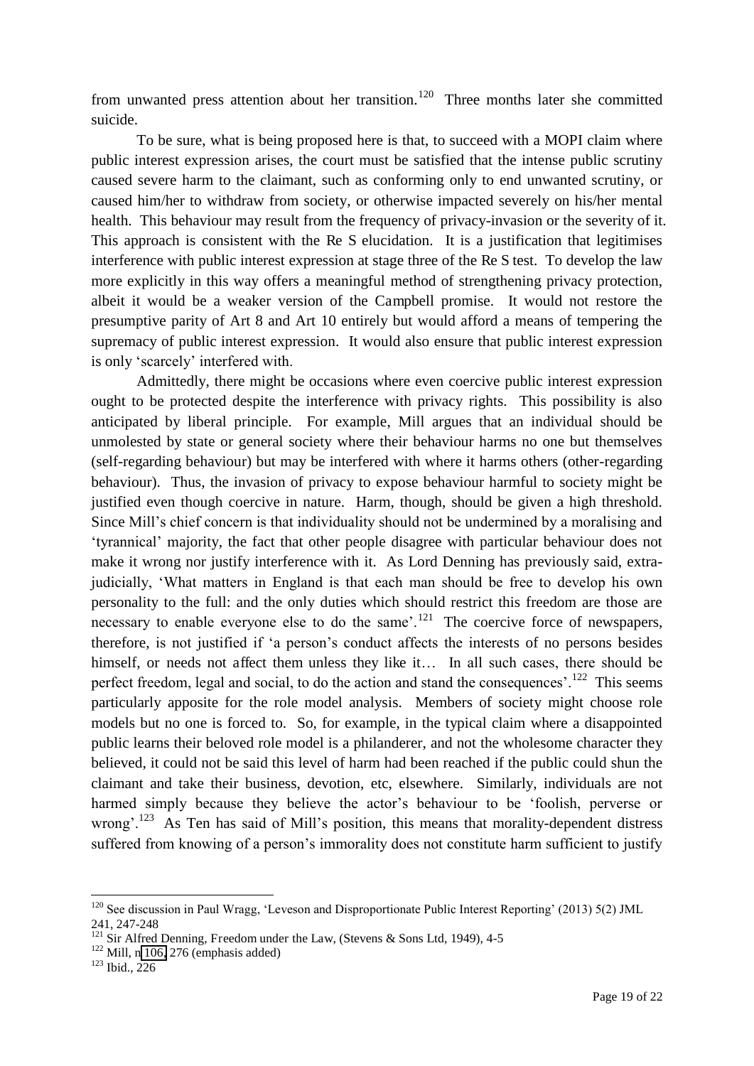from unwanted press attention about her transition.[120] Three months later she committed suicide.

To be sure, what is being proposed here is that, to succeed with a MOPI claim where public interest expression arises, the court must be satisfied that the intense public scrutiny caused severe harm to the claimant, such as conforming only to end unwanted scrutiny, or caused him/her to withdraw from society, or otherwise impacted severely on his/her mental health. This behaviour may result from the frequency of privacy-invasion or the severity of it. This approach is consistent with the Re S elucidation. It is a justification that legitimises interference with public interest expression at stage three of the Re S test. To develop the law more explicitly in this way offers a meaningful method of strengthening privacy protection, albeit it would be a weaker version of the Campbell promise. It would not restore the presumptive parity of Art 8 and Art 10 entirely but would afford a means of tempering the supremacy of public interest expression. It would also ensure that public interest expression is only 'scarcely' interfered with.

Admittedly, there might be occasions where even coercive public interest expression ought to be protected despite the interference with privacy rights. This possibility is also anticipated by liberal principle. For example, Mill argues that an individual should be unmolested by state or general society where their behaviour harms no one but themselves (self-regarding behaviour) but may be interfered with where it harms others (other-regarding behaviour). Thus, the invasion of privacy to expose behaviour harmful to society might be justified even though coercive in nature. Harm, though, should be given a high threshold. Since Mill's chief concern is that individuality should not be undermined by a moralising and 'tyrannical' majority, the fact that other people disagree with particular behaviour does not make it wrong nor justify interference with it. As Lord Denning has previously said, extra-judicially, 'What matters in England is that each man should be free to develop his own personality to the full: and the only duties which should restrict this freedom are those are necessary to enable everyone else to do the same'.[121] The coercive force of newspapers, therefore, is not justified if 'a person's conduct affects the interests of no persons besides himself, or needs not affect them unless they like it… In all such cases, there should be perfect freedom, legal and social, to do the action and stand the consequences'.[122] This seems particularly apposite for the role model analysis. Members of society might choose role models but no one is forced to. So, for example, in the typical claim where a disappointed public learns their beloved role model is a philanderer, and not the wholesome character they believed, it could not be said this level of harm had been reached if the public could shun the claimant and take their business, devotion, etc, elsewhere. Similarly, individuals are not harmed simply because they believe the actor's behaviour to be 'foolish, perverse or wrong'.[123] As Ten has said of Mill's position, this means that morality-dependent distress suffered from knowing of a person's immorality does not constitute harm sufficient to justify

---

[120] See discussion in Paul Wragg, 'Leveson and Disproportionate Public Interest Reporting' (2013) 5(2) JML 241, 247-248

[121] Sir Alfred Denning, Freedom under the Law, (Stevens & Sons Ltd, 1949), 4-5

[122] Mill, n 106, 276 (emphasis added)

[123] Ibid., 226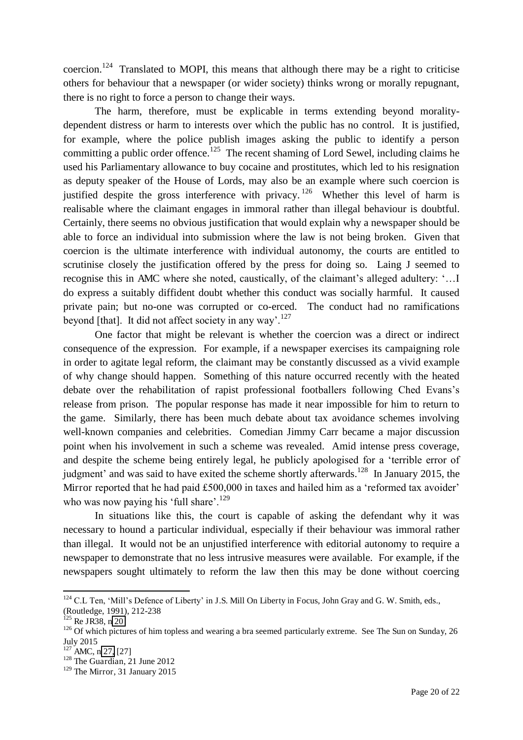coercion.[124] Translated to MOPI, this means that although there may be a right to criticise others for behaviour that a newspaper (or wider society) thinks wrong or morally repugnant, there is no right to force a person to change their ways.

The harm, therefore, must be explicable in terms extending beyond morality-dependent distress or harm to interests over which the public has no control. It is justified, for example, where the police publish images asking the public to identify a person committing a public order offence.[125] The recent shaming of Lord Sewel, including claims he used his Parliamentary allowance to buy cocaine and prostitutes, which led to his resignation as deputy speaker of the House of Lords, may also be an example where such coercion is justified despite the gross interference with privacy.[126] Whether this level of harm is realisable where the claimant engages in immoral rather than illegal behaviour is doubtful. Certainly, there seems no obvious justification that would explain why a newspaper should be able to force an individual into submission where the law is not being broken. Given that coercion is the ultimate interference with individual autonomy, the courts are entitled to scrutinise closely the justification offered by the press for doing so. Laing J seemed to recognise this in AMC where she noted, caustically, of the claimant's alleged adultery: '…I do express a suitably diffident doubt whether this conduct was socially harmful. It caused private pain; but no-one was corrupted or co-erced. The conduct had no ramifications beyond [that]. It did not affect society in any way'.[127]

One factor that might be relevant is whether the coercion was a direct or indirect consequence of the expression. For example, if a newspaper exercises its campaigning role in order to agitate legal reform, the claimant may be constantly discussed as a vivid example of why change should happen. Something of this nature occurred recently with the heated debate over the rehabilitation of rapist professional footballers following Ched Evans's release from prison. The popular response has made it near impossible for him to return to the game. Similarly, there has been much debate about tax avoidance schemes involving well-known companies and celebrities. Comedian Jimmy Carr became a major discussion point when his involvement in such a scheme was revealed. Amid intense press coverage, and despite the scheme being entirely legal, he publicly apologised for a 'terrible error of judgment' and was said to have exited the scheme shortly afterwards.[128] In January 2015, the Mirror reported that he had paid £500,000 in taxes and hailed him as a 'reformed tax avoider' who was now paying his 'full share'.[129]

In situations like this, the court is capable of asking the defendant why it was necessary to hound a particular individual, especially if their behaviour was immoral rather than illegal. It would not be an unjustified interference with editorial autonomy to require a newspaper to demonstrate that no less intrusive measures were available. For example, if the newspapers sought ultimately to reform the law then this may be done without coercing

---

[124] C.L Ten, 'Mill's Defence of Liberty' in J.S. Mill On Liberty in Focus, John Gray and G. W. Smith, eds., (Routledge, 1991), 212-238

[125] Re JR38, n 20

[126] Of which pictures of him topless and wearing a bra seemed particularly extreme. See The Sun on Sunday, 26 July 2015

[127] AMC, n 27, [27]

[128] The Guardian, 21 June 2012

[129] The Mirror, 31 January 2015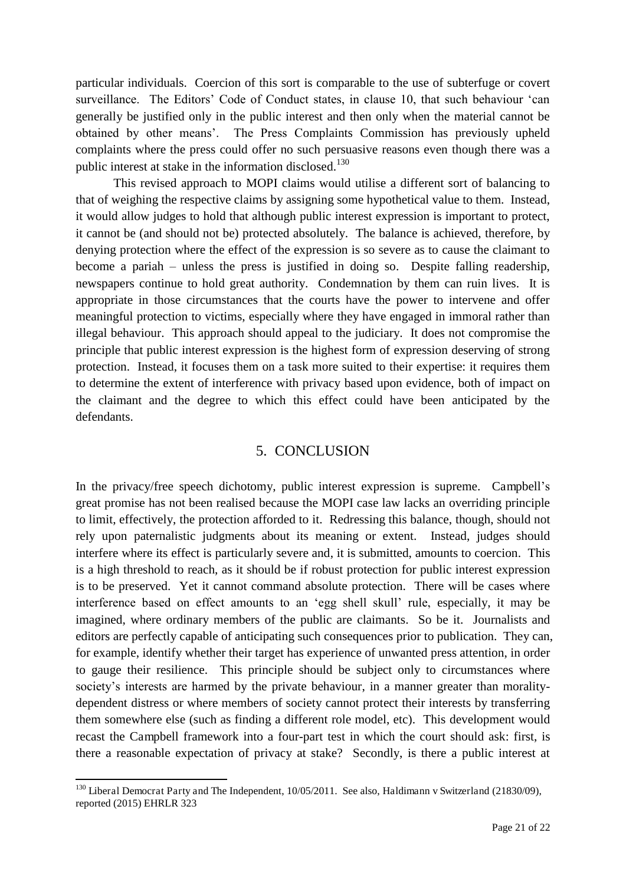particular individuals. Coercion of this sort is comparable to the use of subterfuge or covert surveillance. The Editors' Code of Conduct states, in clause 10, that such behaviour 'can generally be justified only in the public interest and then only when the material cannot be obtained by other means'. The Press Complaints Commission has previously upheld complaints where the press could offer no such persuasive reasons even though there was a public interest at stake in the information disclosed.[130]

This revised approach to MOPI claims would utilise a different sort of balancing to that of weighing the respective claims by assigning some hypothetical value to them. Instead, it would allow judges to hold that although public interest expression is important to protect, it cannot be (and should not be) protected absolutely. The balance is achieved, therefore, by denying protection where the effect of the expression is so severe as to cause the claimant to become a pariah – unless the press is justified in doing so. Despite falling readership, newspapers continue to hold great authority. Condemnation by them can ruin lives. It is appropriate in those circumstances that the courts have the power to intervene and offer meaningful protection to victims, especially where they have engaged in immoral rather than illegal behaviour. This approach should appeal to the judiciary. It does not compromise the principle that public interest expression is the highest form of expression deserving of strong protection. Instead, it focuses them on a task more suited to their expertise: it requires them to determine the extent of interference with privacy based upon evidence, both of impact on the claimant and the degree to which this effect could have been anticipated by the defendants.

## 5. CONCLUSION

In the privacy/free speech dichotomy, public interest expression is supreme. Campbell's great promise has not been realised because the MOPI case law lacks an overriding principle to limit, effectively, the protection afforded to it. Redressing this balance, though, should not rely upon paternalistic judgments about its meaning or extent. Instead, judges should interfere where its effect is particularly severe and, it is submitted, amounts to coercion. This is a high threshold to reach, as it should be if robust protection for public interest expression is to be preserved. Yet it cannot command absolute protection. There will be cases where interference based on effect amounts to an 'egg shell skull' rule, especially, it may be imagined, where ordinary members of the public are claimants. So be it. Journalists and editors are perfectly capable of anticipating such consequences prior to publication. They can, for example, identify whether their target has experience of unwanted press attention, in order to gauge their resilience. This principle should be subject only to circumstances where society's interests are harmed by the private behaviour, in a manner greater than morality-dependent distress or where members of society cannot protect their interests by transferring them somewhere else (such as finding a different role model, etc). This development would recast the Campbell framework into a four-part test in which the court should ask: first, is there a reasonable expectation of privacy at stake? Secondly, is there a public interest at

---

[130] Liberal Democrat Party and The Independent, 10/05/2011. See also, Haldimann v Switzerland (21830/09), reported (2015) EHRLR 323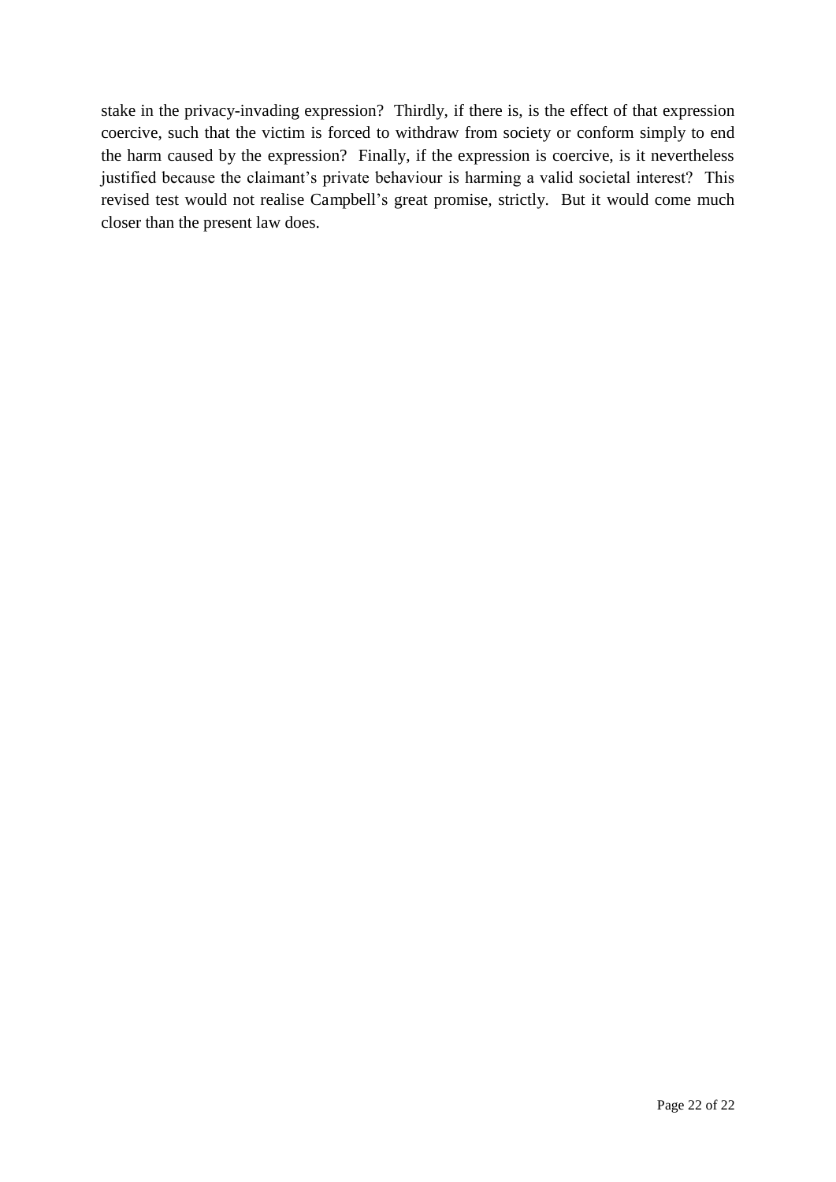stake in the privacy-invading expression? Thirdly, if there is, is the effect of that expression coercive, such that the victim is forced to withdraw from society or conform simply to end the harm caused by the expression? Finally, if the expression is coercive, is it nevertheless justified because the claimant's private behaviour is harming a valid societal interest? This revised test would not realise Campbell's great promise, strictly. But it would come much closer than the present law does.